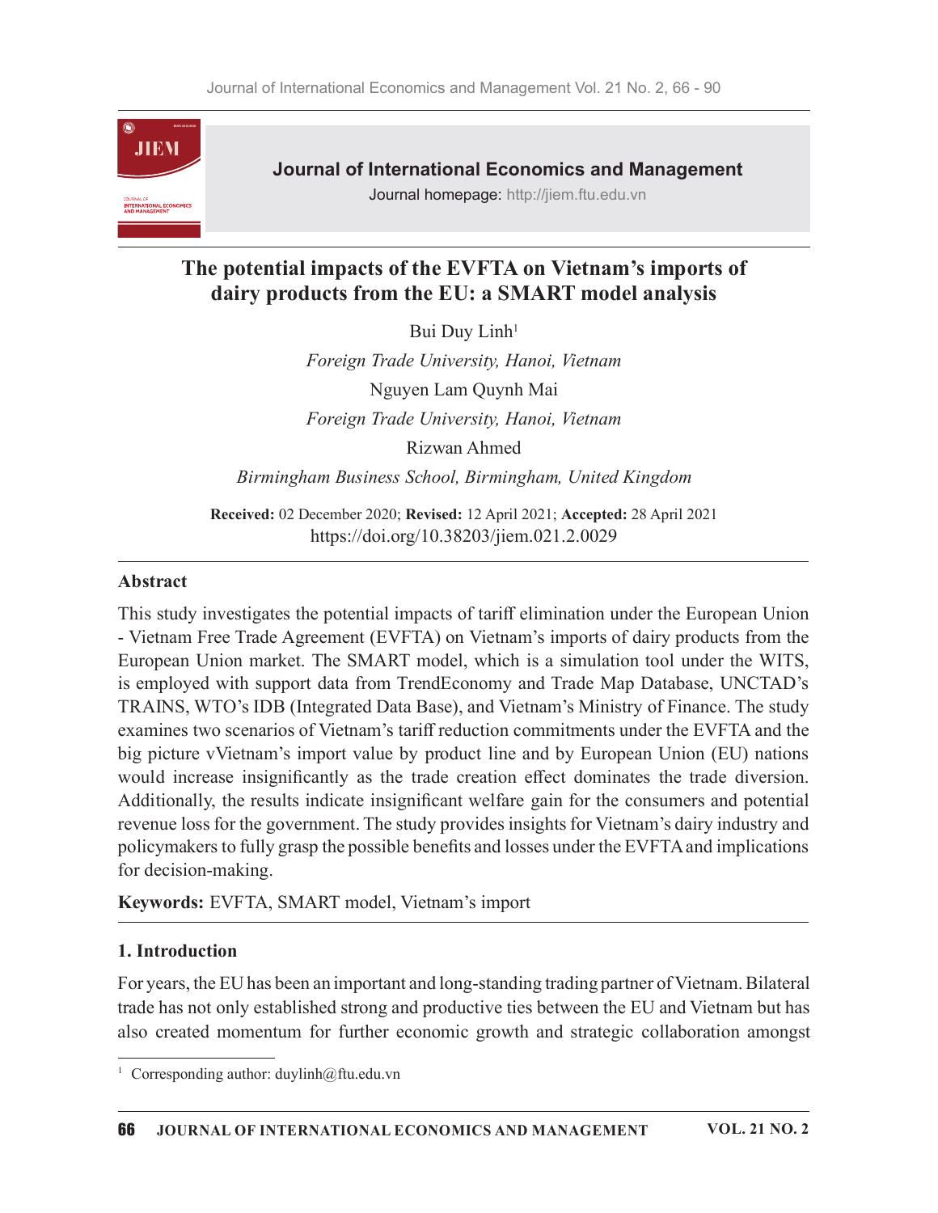**Journal of International Economics and Management**

Journal homepage: http://jiem.ftu.edu.vn

# The potential impacts of the EVFTA on Vietnam's imports of dairy products from the EU: a SMART model analysis

Bui Duy Linh[1]

*Foreign Trade University, Hanoi, Vietnam*

Nguyen Lam Quynh Mai

*Foreign Trade University, Hanoi, Vietnam*

Rizwan Ahmed

*Birmingham Business School, Birmingham, United Kingdom*

**Received:** 02 December 2020; **Revised:** 12 April 2021; **Accepted:** 28 April 2021

https://doi.org/10.38203/jiem.021.2.0029

## Abstract

This study investigates the potential impacts of tariff elimination under the European Union - Vietnam Free Trade Agreement (EVFTA) on Vietnam's imports of dairy products from the European Union market. The SMART model, which is a simulation tool under the WITS, is employed with support data from TrendEconomy and Trade Map Database, UNCTAD's TRAINS, WTO's IDB (Integrated Data Base), and Vietnam's Ministry of Finance. The study examines two scenarios of Vietnam's tariff reduction commitments under the EVFTA and the big picture vVietnam's import value by product line and by European Union (EU) nations would increase insignificantly as the trade creation effect dominates the trade diversion. Additionally, the results indicate insignificant welfare gain for the consumers and potential revenue loss for the government. The study provides insights for Vietnam's dairy industry and policymakers to fully grasp the possible benefits and losses under the EVFTA and implications for decision-making.

**Keywords:** EVFTA, SMART model, Vietnam's import

## 1. Introduction

For years, the EU has been an important and long-standing trading partner of Vietnam. Bilateral trade has not only established strong and productive ties between the EU and Vietnam but has also created momentum for further economic growth and strategic collaboration amongst

[1] Corresponding author: duylinh@ftu.edu.vn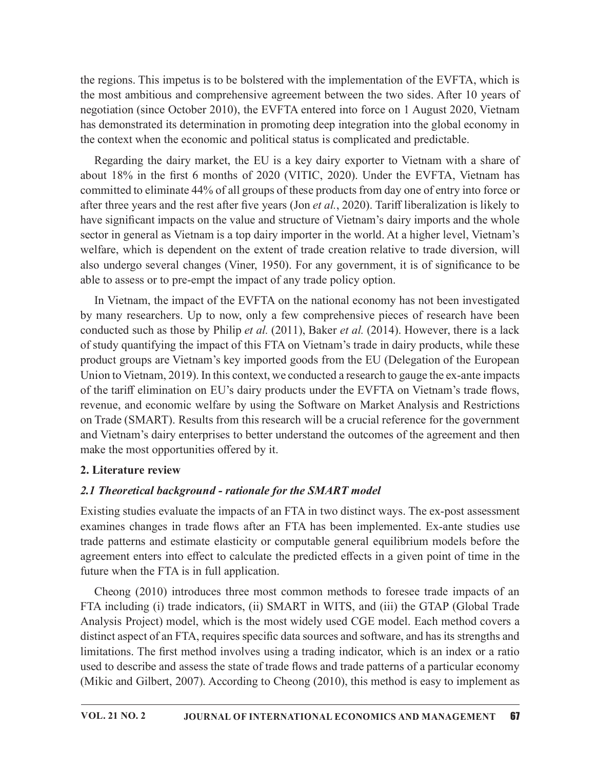the regions. This impetus is to be bolstered with the implementation of the EVFTA, which is the most ambitious and comprehensive agreement between the two sides. After 10 years of negotiation (since October 2010), the EVFTA entered into force on 1 August 2020, Vietnam has demonstrated its determination in promoting deep integration into the global economy in the context when the economic and political status is complicated and predictable.

Regarding the dairy market, the EU is a key dairy exporter to Vietnam with a share of about 18% in the first 6 months of 2020 (VITIC, 2020). Under the EVFTA, Vietnam has committed to eliminate 44% of all groups of these products from day one of entry into force or after three years and the rest after five years (Jon *et al.*, 2020). Tariff liberalization is likely to have significant impacts on the value and structure of Vietnam's dairy imports and the whole sector in general as Vietnam is a top dairy importer in the world. At a higher level, Vietnam's welfare, which is dependent on the extent of trade creation relative to trade diversion, will also undergo several changes (Viner, 1950). For any government, it is of significance to be able to assess or to pre-empt the impact of any trade policy option.

In Vietnam, the impact of the EVFTA on the national economy has not been investigated by many researchers. Up to now, only a few comprehensive pieces of research have been conducted such as those by Philip *et al.* (2011), Baker *et al.* (2014). However, there is a lack of study quantifying the impact of this FTA on Vietnam's trade in dairy products, while these product groups are Vietnam's key imported goods from the EU (Delegation of the European Union to Vietnam, 2019). In this context, we conducted a research to gauge the ex-ante impacts of the tariff elimination on EU's dairy products under the EVFTA on Vietnam's trade flows, revenue, and economic welfare by using the Software on Market Analysis and Restrictions on Trade (SMART). Results from this research will be a crucial reference for the government and Vietnam's dairy enterprises to better understand the outcomes of the agreement and then make the most opportunities offered by it.

## 2. Literature review

### *2.1 Theoretical background - rationale for the SMART model*

Existing studies evaluate the impacts of an FTA in two distinct ways. The ex-post assessment examines changes in trade flows after an FTA has been implemented. Ex-ante studies use trade patterns and estimate elasticity or computable general equilibrium models before the agreement enters into effect to calculate the predicted effects in a given point of time in the future when the FTA is in full application.

Cheong (2010) introduces three most common methods to foresee trade impacts of an FTA including (i) trade indicators, (ii) SMART in WITS, and (iii) the GTAP (Global Trade Analysis Project) model, which is the most widely used CGE model. Each method covers a distinct aspect of an FTA, requires specific data sources and software, and has its strengths and limitations. The first method involves using a trading indicator, which is an index or a ratio used to describe and assess the state of trade flows and trade patterns of a particular economy (Mikic and Gilbert, 2007). According to Cheong (2010), this method is easy to implement as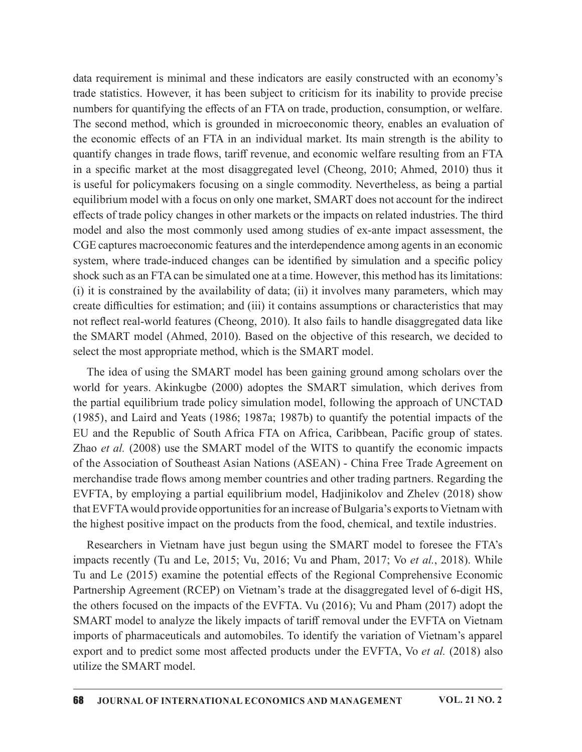data requirement is minimal and these indicators are easily constructed with an economy's trade statistics. However, it has been subject to criticism for its inability to provide precise numbers for quantifying the effects of an FTA on trade, production, consumption, or welfare. The second method, which is grounded in microeconomic theory, enables an evaluation of the economic effects of an FTA in an individual market. Its main strength is the ability to quantify changes in trade flows, tariff revenue, and economic welfare resulting from an FTA in a specific market at the most disaggregated level (Cheong, 2010; Ahmed, 2010) thus it is useful for policymakers focusing on a single commodity. Nevertheless, as being a partial equilibrium model with a focus on only one market, SMART does not account for the indirect effects of trade policy changes in other markets or the impacts on related industries. The third model and also the most commonly used among studies of ex-ante impact assessment, the CGE captures macroeconomic features and the interdependence among agents in an economic system, where trade-induced changes can be identified by simulation and a specific policy shock such as an FTA can be simulated one at a time. However, this method has its limitations: (i) it is constrained by the availability of data; (ii) it involves many parameters, which may create difficulties for estimation; and (iii) it contains assumptions or characteristics that may not reflect real-world features (Cheong, 2010). It also fails to handle disaggregated data like the SMART model (Ahmed, 2010). Based on the objective of this research, we decided to select the most appropriate method, which is the SMART model.

The idea of using the SMART model has been gaining ground among scholars over the world for years. Akinkugbe (2000) adoptes the SMART simulation, which derives from the partial equilibrium trade policy simulation model, following the approach of UNCTAD (1985), and Laird and Yeats (1986; 1987a; 1987b) to quantify the potential impacts of the EU and the Republic of South Africa FTA on Africa, Caribbean, Pacific group of states. Zhao *et al.* (2008) use the SMART model of the WITS to quantify the economic impacts of the Association of Southeast Asian Nations (ASEAN) - China Free Trade Agreement on merchandise trade flows among member countries and other trading partners. Regarding the EVFTA, by employing a partial equilibrium model, Hadjinikolov and Zhelev (2018) show that EVFTA would provide opportunities for an increase of Bulgaria's exports to Vietnam with the highest positive impact on the products from the food, chemical, and textile industries.

Researchers in Vietnam have just begun using the SMART model to foresee the FTA's impacts recently (Tu and Le, 2015; Vu, 2016; Vu and Pham, 2017; Vo *et al.*, 2018). While Tu and Le (2015) examine the potential effects of the Regional Comprehensive Economic Partnership Agreement (RCEP) on Vietnam's trade at the disaggregated level of 6-digit HS, the others focused on the impacts of the EVFTA. Vu (2016); Vu and Pham (2017) adopt the SMART model to analyze the likely impacts of tariff removal under the EVFTA on Vietnam imports of pharmaceuticals and automobiles. To identify the variation of Vietnam's apparel export and to predict some most affected products under the EVFTA, Vo *et al.* (2018) also utilize the SMART model.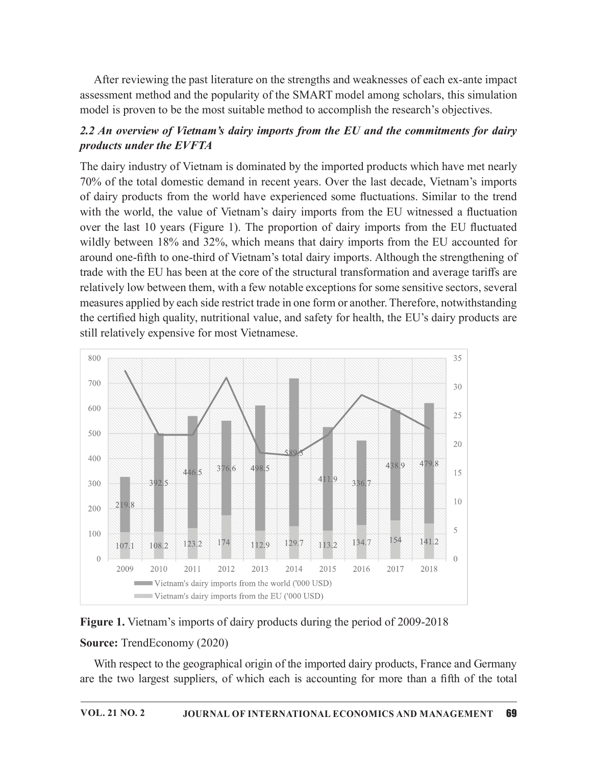After reviewing the past literature on the strengths and weaknesses of each ex-ante impact assessment method and the popularity of the SMART model among scholars, this simulation model is proven to be the most suitable method to accomplish the research's objectives.

### *2.2 An overview of Vietnam's dairy imports from the EU and the commitments for dairy products under the EVFTA*

The dairy industry of Vietnam is dominated by the imported products which have met nearly 70% of the total domestic demand in recent years. Over the last decade, Vietnam's imports of dairy products from the world have experienced some fluctuations. Similar to the trend with the world, the value of Vietnam's dairy imports from the EU witnessed a fluctuation over the last 10 years (Figure 1). The proportion of dairy imports from the EU fluctuated wildly between 18% and 32%, which means that dairy imports from the EU accounted for around one-fifth to one-third of Vietnam's total dairy imports. Although the strengthening of trade with the EU has been at the core of the structural transformation and average tariffs are relatively low between them, with a few notable exceptions for some sensitive sectors, several measures applied by each side restrict trade in one form or another. Therefore, notwithstanding the certified high quality, nutritional value, and safety for health, the EU's dairy products are still relatively expensive for most Vietnamese.

| Year | Vietnam's dairy imports from the world ('000 USD) | Vietnam's dairy imports from the EU ('000 USD) |
|---|---|---|
| 2009 | 219.8 | 107.1 |
| 2010 | 392.5 | 108.2 |
| 2011 | 446.5 | 123.2 |
| 2012 | 376.6 | 174 |
| 2013 | 498.5 | 112.9 |
| 2014 | 589.5 | 129.7 |
| 2015 | 411.9 | 113.2 |
| 2016 | 336.7 | 134.7 |
| 2017 | 438.9 | 154 |
| 2018 | 479.8 | 141.2 |

**Figure 1.** Vietnam's imports of dairy products during the period of 2009-2018

**Source:** TrendEconomy (2020)

With respect to the geographical origin of the imported dairy products, France and Germany are the two largest suppliers, of which each is accounting for more than a fifth of the total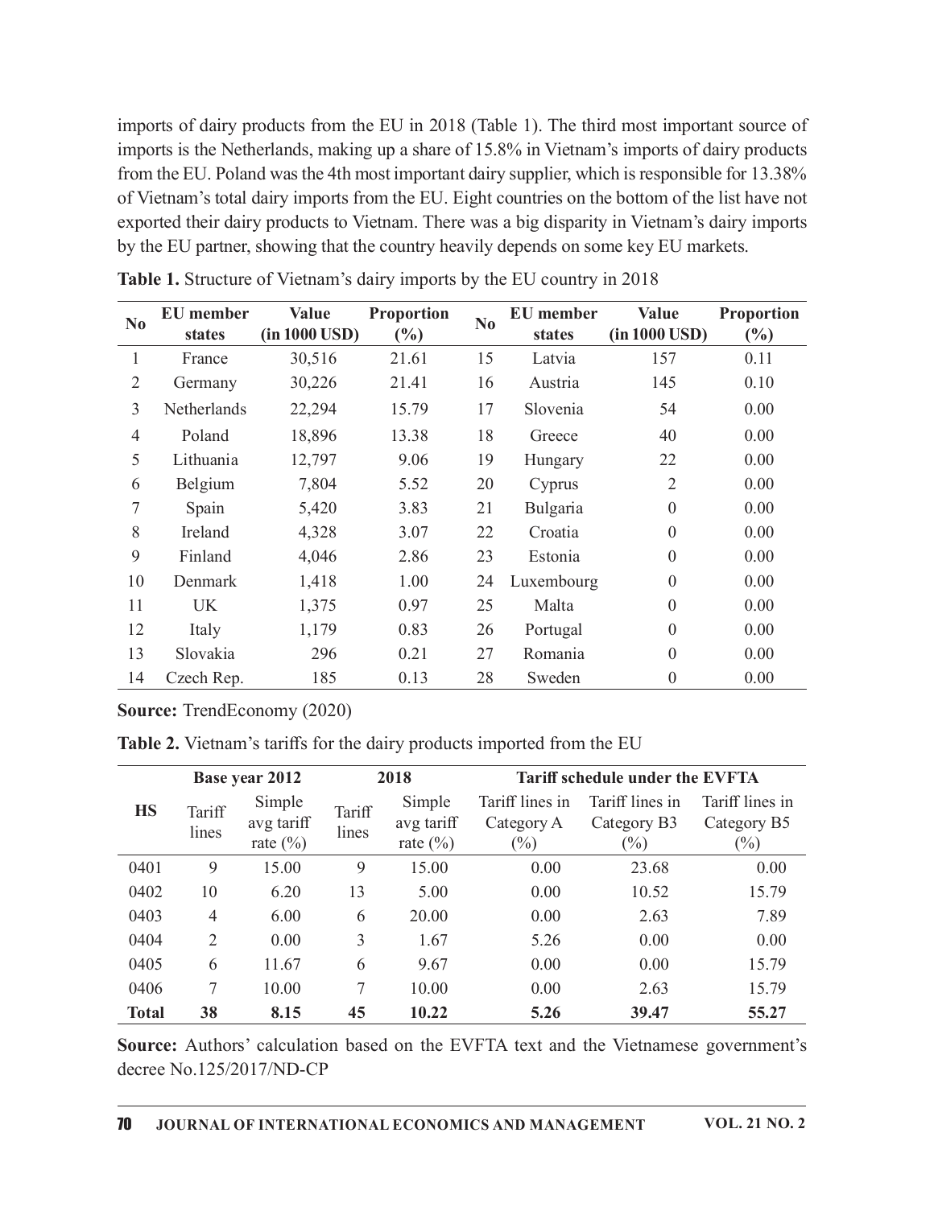imports of dairy products from the EU in 2018 (Table 1). The third most important source of imports is the Netherlands, making up a share of 15.8% in Vietnam's imports of dairy products from the EU. Poland was the 4th most important dairy supplier, which is responsible for 13.38% of Vietnam's total dairy imports from the EU. Eight countries on the bottom of the list have not exported their dairy products to Vietnam. There was a big disparity in Vietnam's dairy imports by the EU partner, showing that the country heavily depends on some key EU markets.

**Table 1.** Structure of Vietnam's dairy imports by the EU country in 2018

| No | EU member states | Value (in 1000 USD) | Proportion (%) | No | EU member states | Value (in 1000 USD) | Proportion (%) |
|---|---|---|---|---|---|---|---|
| 1 | France | 30,516 | 21.61 | 15 | Latvia | 157 | 0.11 |
| 2 | Germany | 30,226 | 21.41 | 16 | Austria | 145 | 0.10 |
| 3 | Netherlands | 22,294 | 15.79 | 17 | Slovenia | 54 | 0.00 |
| 4 | Poland | 18,896 | 13.38 | 18 | Greece | 40 | 0.00 |
| 5 | Lithuania | 12,797 | 9.06 | 19 | Hungary | 22 | 0.00 |
| 6 | Belgium | 7,804 | 5.52 | 20 | Cyprus | 2 | 0.00 |
| 7 | Spain | 5,420 | 3.83 | 21 | Bulgaria | 0 | 0.00 |
| 8 | Ireland | 4,328 | 3.07 | 22 | Croatia | 0 | 0.00 |
| 9 | Finland | 4,046 | 2.86 | 23 | Estonia | 0 | 0.00 |
| 10 | Denmark | 1,418 | 1.00 | 24 | Luxembourg | 0 | 0.00 |
| 11 | UK | 1,375 | 0.97 | 25 | Malta | 0 | 0.00 |
| 12 | Italy | 1,179 | 0.83 | 26 | Portugal | 0 | 0.00 |
| 13 | Slovakia | 296 | 0.21 | 27 | Romania | 0 | 0.00 |
| 14 | Czech Rep. | 185 | 0.13 | 28 | Sweden | 0 | 0.00 |

**Source:** TrendEconomy (2020)

**Table 2.** Vietnam's tariffs for the dairy products imported from the EU

| HS | Base year 2012 | | 2018 | | Tariff schedule under the EVFTA | | |
|---|---|---|---|---|---|---|---|
| | Tariff lines | Simple avg tariff rate (%) | Tariff lines | Simple avg tariff rate (%) | Tariff lines in Category A (%) | Tariff lines in Category B3 (%) | Tariff lines in Category B5 (%) |
| 0401 | 9 | 15.00 | 9 | 15.00 | 0.00 | 23.68 | 0.00 |
| 0402 | 10 | 6.20 | 13 | 5.00 | 0.00 | 10.52 | 15.79 |
| 0403 | 4 | 6.00 | 6 | 20.00 | 0.00 | 2.63 | 7.89 |
| 0404 | 2 | 0.00 | 3 | 1.67 | 5.26 | 0.00 | 0.00 |
| 0405 | 6 | 11.67 | 6 | 9.67 | 0.00 | 0.00 | 15.79 |
| 0406 | 7 | 10.00 | 7 | 10.00 | 0.00 | 2.63 | 15.79 |
| **Total** | **38** | **8.15** | **45** | **10.22** | **5.26** | **39.47** | **55.27** |

**Source:** Authors' calculation based on the EVFTA text and the Vietnamese government's decree No.125/2017/ND-CP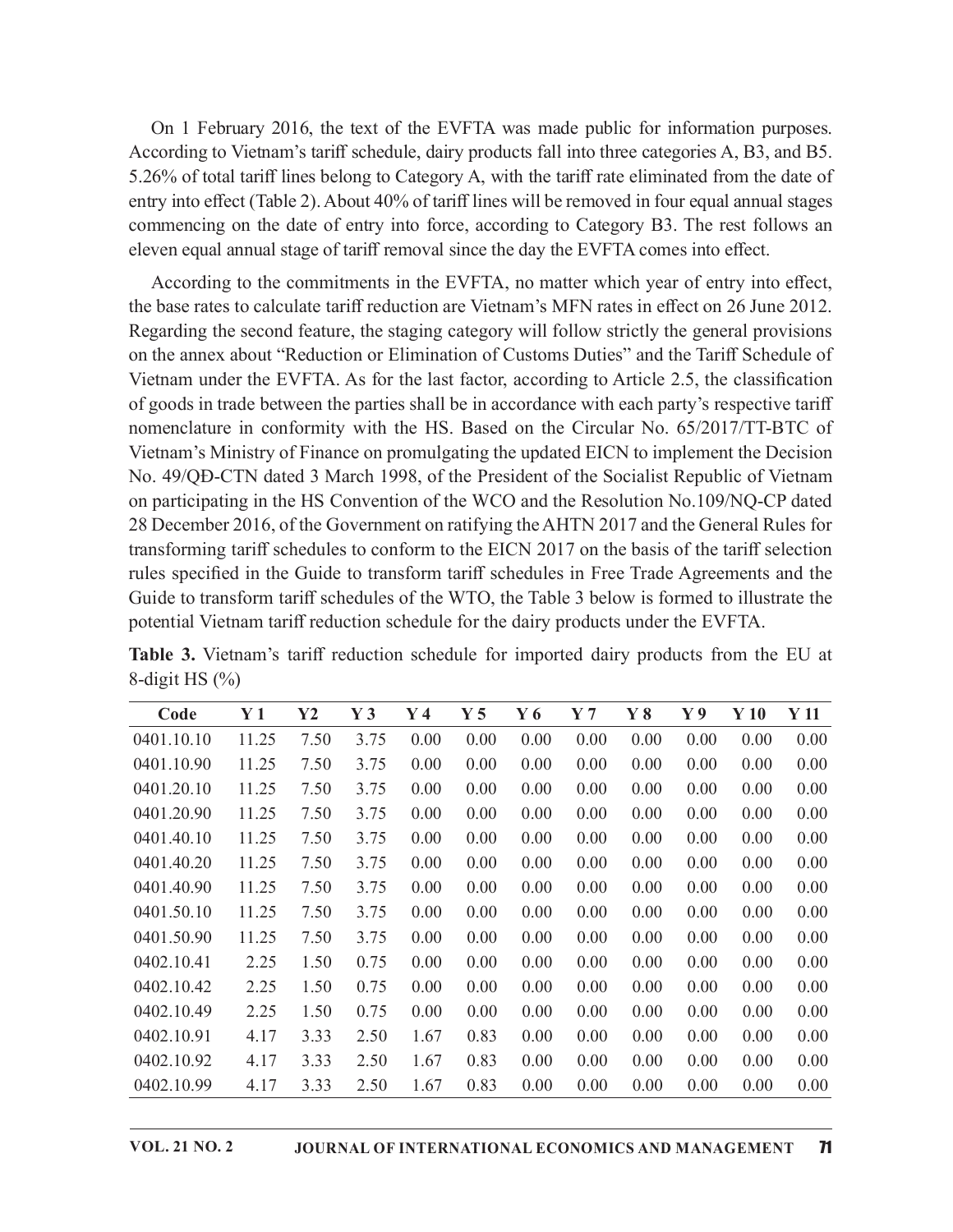On 1 February 2016, the text of the EVFTA was made public for information purposes. According to Vietnam's tariff schedule, dairy products fall into three categories A, B3, and B5. 5.26% of total tariff lines belong to Category A, with the tariff rate eliminated from the date of entry into effect (Table 2). About 40% of tariff lines will be removed in four equal annual stages commencing on the date of entry into force, according to Category B3. The rest follows an eleven equal annual stage of tariff removal since the day the EVFTA comes into effect.

According to the commitments in the EVFTA, no matter which year of entry into effect, the base rates to calculate tariff reduction are Vietnam's MFN rates in effect on 26 June 2012. Regarding the second feature, the staging category will follow strictly the general provisions on the annex about "Reduction or Elimination of Customs Duties" and the Tariff Schedule of Vietnam under the EVFTA. As for the last factor, according to Article 2.5, the classification of goods in trade between the parties shall be in accordance with each party's respective tariff nomenclature in conformity with the HS. Based on the Circular No. 65/2017/TT-BTC of Vietnam's Ministry of Finance on promulgating the updated EICN to implement the Decision No. 49/QĐ-CTN dated 3 March 1998, of the President of the Socialist Republic of Vietnam on participating in the HS Convention of the WCO and the Resolution No.109/NQ-CP dated 28 December 2016, of the Government on ratifying the AHTN 2017 and the General Rules for transforming tariff schedules to conform to the EICN 2017 on the basis of the tariff selection rules specified in the Guide to transform tariff schedules in Free Trade Agreements and the Guide to transform tariff schedules of the WTO, the Table 3 below is formed to illustrate the potential Vietnam tariff reduction schedule for the dairy products under the EVFTA.

**Table 3.** Vietnam's tariff reduction schedule for imported dairy products from the EU at 8-digit HS (%)

| Code | Y 1 | Y2 | Y 3 | Y 4 | Y 5 | Y 6 | Y 7 | Y 8 | Y 9 | Y 10 | Y 11 |
|---|---|---|---|---|---|---|---|---|---|---|---|
| 0401.10.10 | 11.25 | 7.50 | 3.75 | 0.00 | 0.00 | 0.00 | 0.00 | 0.00 | 0.00 | 0.00 | 0.00 |
| 0401.10.90 | 11.25 | 7.50 | 3.75 | 0.00 | 0.00 | 0.00 | 0.00 | 0.00 | 0.00 | 0.00 | 0.00 |
| 0401.20.10 | 11.25 | 7.50 | 3.75 | 0.00 | 0.00 | 0.00 | 0.00 | 0.00 | 0.00 | 0.00 | 0.00 |
| 0401.20.90 | 11.25 | 7.50 | 3.75 | 0.00 | 0.00 | 0.00 | 0.00 | 0.00 | 0.00 | 0.00 | 0.00 |
| 0401.40.10 | 11.25 | 7.50 | 3.75 | 0.00 | 0.00 | 0.00 | 0.00 | 0.00 | 0.00 | 0.00 | 0.00 |
| 0401.40.20 | 11.25 | 7.50 | 3.75 | 0.00 | 0.00 | 0.00 | 0.00 | 0.00 | 0.00 | 0.00 | 0.00 |
| 0401.40.90 | 11.25 | 7.50 | 3.75 | 0.00 | 0.00 | 0.00 | 0.00 | 0.00 | 0.00 | 0.00 | 0.00 |
| 0401.50.10 | 11.25 | 7.50 | 3.75 | 0.00 | 0.00 | 0.00 | 0.00 | 0.00 | 0.00 | 0.00 | 0.00 |
| 0401.50.90 | 11.25 | 7.50 | 3.75 | 0.00 | 0.00 | 0.00 | 0.00 | 0.00 | 0.00 | 0.00 | 0.00 |
| 0402.10.41 | 2.25 | 1.50 | 0.75 | 0.00 | 0.00 | 0.00 | 0.00 | 0.00 | 0.00 | 0.00 | 0.00 |
| 0402.10.42 | 2.25 | 1.50 | 0.75 | 0.00 | 0.00 | 0.00 | 0.00 | 0.00 | 0.00 | 0.00 | 0.00 |
| 0402.10.49 | 2.25 | 1.50 | 0.75 | 0.00 | 0.00 | 0.00 | 0.00 | 0.00 | 0.00 | 0.00 | 0.00 |
| 0402.10.91 | 4.17 | 3.33 | 2.50 | 1.67 | 0.83 | 0.00 | 0.00 | 0.00 | 0.00 | 0.00 | 0.00 |
| 0402.10.92 | 4.17 | 3.33 | 2.50 | 1.67 | 0.83 | 0.00 | 0.00 | 0.00 | 0.00 | 0.00 | 0.00 |
| 0402.10.99 | 4.17 | 3.33 | 2.50 | 1.67 | 0.83 | 0.00 | 0.00 | 0.00 | 0.00 | 0.00 | 0.00 |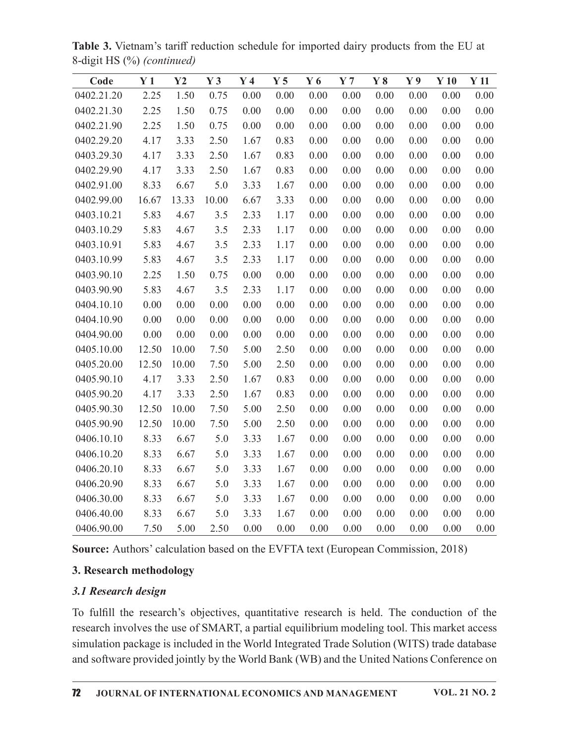**Table 3.** Vietnam's tariff reduction schedule for imported dairy products from the EU at 8-digit HS (%) *(continued)*

| Code | Y 1 | Y2 | Y 3 | Y 4 | Y 5 | Y 6 | Y 7 | Y 8 | Y 9 | Y 10 | Y 11 |
|---|---|---|---|---|---|---|---|---|---|---|---|
| 0402.21.20 | 2.25 | 1.50 | 0.75 | 0.00 | 0.00 | 0.00 | 0.00 | 0.00 | 0.00 | 0.00 | 0.00 |
| 0402.21.30 | 2.25 | 1.50 | 0.75 | 0.00 | 0.00 | 0.00 | 0.00 | 0.00 | 0.00 | 0.00 | 0.00 |
| 0402.21.90 | 2.25 | 1.50 | 0.75 | 0.00 | 0.00 | 0.00 | 0.00 | 0.00 | 0.00 | 0.00 | 0.00 |
| 0402.29.20 | 4.17 | 3.33 | 2.50 | 1.67 | 0.83 | 0.00 | 0.00 | 0.00 | 0.00 | 0.00 | 0.00 |
| 0403.29.30 | 4.17 | 3.33 | 2.50 | 1.67 | 0.83 | 0.00 | 0.00 | 0.00 | 0.00 | 0.00 | 0.00 |
| 0402.29.90 | 4.17 | 3.33 | 2.50 | 1.67 | 0.83 | 0.00 | 0.00 | 0.00 | 0.00 | 0.00 | 0.00 |
| 0402.91.00 | 8.33 | 6.67 | 5.0 | 3.33 | 1.67 | 0.00 | 0.00 | 0.00 | 0.00 | 0.00 | 0.00 |
| 0402.99.00 | 16.67 | 13.33 | 10.00 | 6.67 | 3.33 | 0.00 | 0.00 | 0.00 | 0.00 | 0.00 | 0.00 |
| 0403.10.21 | 5.83 | 4.67 | 3.5 | 2.33 | 1.17 | 0.00 | 0.00 | 0.00 | 0.00 | 0.00 | 0.00 |
| 0403.10.29 | 5.83 | 4.67 | 3.5 | 2.33 | 1.17 | 0.00 | 0.00 | 0.00 | 0.00 | 0.00 | 0.00 |
| 0403.10.91 | 5.83 | 4.67 | 3.5 | 2.33 | 1.17 | 0.00 | 0.00 | 0.00 | 0.00 | 0.00 | 0.00 |
| 0403.10.99 | 5.83 | 4.67 | 3.5 | 2.33 | 1.17 | 0.00 | 0.00 | 0.00 | 0.00 | 0.00 | 0.00 |
| 0403.90.10 | 2.25 | 1.50 | 0.75 | 0.00 | 0.00 | 0.00 | 0.00 | 0.00 | 0.00 | 0.00 | 0.00 |
| 0403.90.90 | 5.83 | 4.67 | 3.5 | 2.33 | 1.17 | 0.00 | 0.00 | 0.00 | 0.00 | 0.00 | 0.00 |
| 0404.10.10 | 0.00 | 0.00 | 0.00 | 0.00 | 0.00 | 0.00 | 0.00 | 0.00 | 0.00 | 0.00 | 0.00 |
| 0404.10.90 | 0.00 | 0.00 | 0.00 | 0.00 | 0.00 | 0.00 | 0.00 | 0.00 | 0.00 | 0.00 | 0.00 |
| 0404.90.00 | 0.00 | 0.00 | 0.00 | 0.00 | 0.00 | 0.00 | 0.00 | 0.00 | 0.00 | 0.00 | 0.00 |
| 0405.10.00 | 12.50 | 10.00 | 7.50 | 5.00 | 2.50 | 0.00 | 0.00 | 0.00 | 0.00 | 0.00 | 0.00 |
| 0405.20.00 | 12.50 | 10.00 | 7.50 | 5.00 | 2.50 | 0.00 | 0.00 | 0.00 | 0.00 | 0.00 | 0.00 |
| 0405.90.10 | 4.17 | 3.33 | 2.50 | 1.67 | 0.83 | 0.00 | 0.00 | 0.00 | 0.00 | 0.00 | 0.00 |
| 0405.90.20 | 4.17 | 3.33 | 2.50 | 1.67 | 0.83 | 0.00 | 0.00 | 0.00 | 0.00 | 0.00 | 0.00 |
| 0405.90.30 | 12.50 | 10.00 | 7.50 | 5.00 | 2.50 | 0.00 | 0.00 | 0.00 | 0.00 | 0.00 | 0.00 |
| 0405.90.90 | 12.50 | 10.00 | 7.50 | 5.00 | 2.50 | 0.00 | 0.00 | 0.00 | 0.00 | 0.00 | 0.00 |
| 0406.10.10 | 8.33 | 6.67 | 5.0 | 3.33 | 1.67 | 0.00 | 0.00 | 0.00 | 0.00 | 0.00 | 0.00 |
| 0406.10.20 | 8.33 | 6.67 | 5.0 | 3.33 | 1.67 | 0.00 | 0.00 | 0.00 | 0.00 | 0.00 | 0.00 |
| 0406.20.10 | 8.33 | 6.67 | 5.0 | 3.33 | 1.67 | 0.00 | 0.00 | 0.00 | 0.00 | 0.00 | 0.00 |
| 0406.20.90 | 8.33 | 6.67 | 5.0 | 3.33 | 1.67 | 0.00 | 0.00 | 0.00 | 0.00 | 0.00 | 0.00 |
| 0406.30.00 | 8.33 | 6.67 | 5.0 | 3.33 | 1.67 | 0.00 | 0.00 | 0.00 | 0.00 | 0.00 | 0.00 |
| 0406.40.00 | 8.33 | 6.67 | 5.0 | 3.33 | 1.67 | 0.00 | 0.00 | 0.00 | 0.00 | 0.00 | 0.00 |
| 0406.90.00 | 7.50 | 5.00 | 2.50 | 0.00 | 0.00 | 0.00 | 0.00 | 0.00 | 0.00 | 0.00 | 0.00 |

**Source:** Authors' calculation based on the EVFTA text (European Commission, 2018)

## 3. Research methodology

### *3.1 Research design*

To fulfill the research's objectives, quantitative research is held. The conduction of the research involves the use of SMART, a partial equilibrium modeling tool. This market access simulation package is included in the World Integrated Trade Solution (WITS) trade database and software provided jointly by the World Bank (WB) and the United Nations Conference on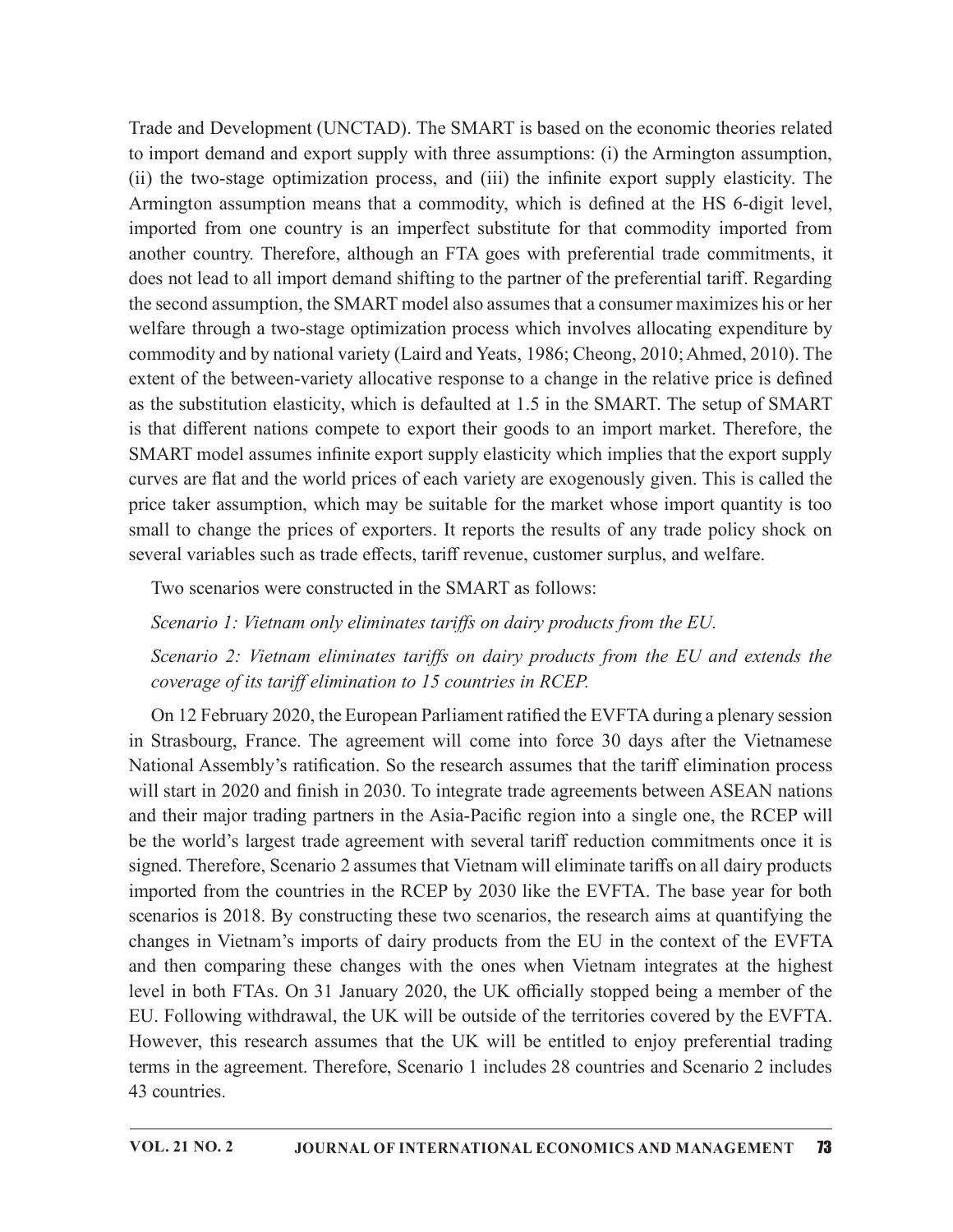Trade and Development (UNCTAD). The SMART is based on the economic theories related to import demand and export supply with three assumptions: (i) the Armington assumption, (ii) the two-stage optimization process, and (iii) the infinite export supply elasticity. The Armington assumption means that a commodity, which is defined at the HS 6-digit level, imported from one country is an imperfect substitute for that commodity imported from another country. Therefore, although an FTA goes with preferential trade commitments, it does not lead to all import demand shifting to the partner of the preferential tariff. Regarding the second assumption, the SMART model also assumes that a consumer maximizes his or her welfare through a two-stage optimization process which involves allocating expenditure by commodity and by national variety (Laird and Yeats, 1986; Cheong, 2010; Ahmed, 2010). The extent of the between-variety allocative response to a change in the relative price is defined as the substitution elasticity, which is defaulted at 1.5 in the SMART. The setup of SMART is that different nations compete to export their goods to an import market. Therefore, the SMART model assumes infinite export supply elasticity which implies that the export supply curves are flat and the world prices of each variety are exogenously given. This is called the price taker assumption, which may be suitable for the market whose import quantity is too small to change the prices of exporters. It reports the results of any trade policy shock on several variables such as trade effects, tariff revenue, customer surplus, and welfare.

Two scenarios were constructed in the SMART as follows:

*Scenario 1: Vietnam only eliminates tariffs on dairy products from the EU.*

*Scenario 2: Vietnam eliminates tariffs on dairy products from the EU and extends the coverage of its tariff elimination to 15 countries in RCEP.*

On 12 February 2020, the European Parliament ratified the EVFTA during a plenary session in Strasbourg, France. The agreement will come into force 30 days after the Vietnamese National Assembly's ratification. So the research assumes that the tariff elimination process will start in 2020 and finish in 2030. To integrate trade agreements between ASEAN nations and their major trading partners in the Asia-Pacific region into a single one, the RCEP will be the world's largest trade agreement with several tariff reduction commitments once it is signed. Therefore, Scenario 2 assumes that Vietnam will eliminate tariffs on all dairy products imported from the countries in the RCEP by 2030 like the EVFTA. The base year for both scenarios is 2018. By constructing these two scenarios, the research aims at quantifying the changes in Vietnam's imports of dairy products from the EU in the context of the EVFTA and then comparing these changes with the ones when Vietnam integrates at the highest level in both FTAs. On 31 January 2020, the UK officially stopped being a member of the EU. Following withdrawal, the UK will be outside of the territories covered by the EVFTA. However, this research assumes that the UK will be entitled to enjoy preferential trading terms in the agreement. Therefore, Scenario 1 includes 28 countries and Scenario 2 includes 43 countries.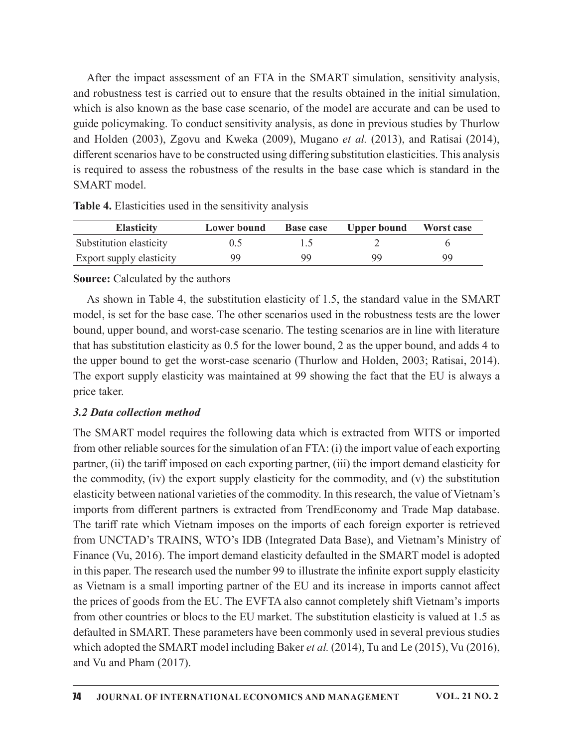After the impact assessment of an FTA in the SMART simulation, sensitivity analysis, and robustness test is carried out to ensure that the results obtained in the initial simulation, which is also known as the base case scenario, of the model are accurate and can be used to guide policymaking. To conduct sensitivity analysis, as done in previous studies by Thurlow and Holden (2003), Zgovu and Kweka (2009), Mugano *et al.* (2013), and Ratisai (2014), different scenarios have to be constructed using differing substitution elasticities. This analysis is required to assess the robustness of the results in the base case which is standard in the SMART model.

**Table 4.** Elasticities used in the sensitivity analysis

| Elasticity | Lower bound | Base case | Upper bound | Worst case |
|---|---|---|---|---|
| Substitution elasticity | 0.5 | 1.5 | 2 | 6 |
| Export supply elasticity | 99 | 99 | 99 | 99 |

**Source:** Calculated by the authors

As shown in Table 4, the substitution elasticity of 1.5, the standard value in the SMART model, is set for the base case. The other scenarios used in the robustness tests are the lower bound, upper bound, and worst-case scenario. The testing scenarios are in line with literature that has substitution elasticity as 0.5 for the lower bound, 2 as the upper bound, and adds 4 to the upper bound to get the worst-case scenario (Thurlow and Holden, 2003; Ratisai, 2014). The export supply elasticity was maintained at 99 showing the fact that the EU is always a price taker.

### *3.2 Data collection method*

The SMART model requires the following data which is extracted from WITS or imported from other reliable sources for the simulation of an FTA: (i) the import value of each exporting partner, (ii) the tariff imposed on each exporting partner, (iii) the import demand elasticity for the commodity, (iv) the export supply elasticity for the commodity, and (v) the substitution elasticity between national varieties of the commodity. In this research, the value of Vietnam's imports from different partners is extracted from TrendEconomy and Trade Map database. The tariff rate which Vietnam imposes on the imports of each foreign exporter is retrieved from UNCTAD's TRAINS, WTO's IDB (Integrated Data Base), and Vietnam's Ministry of Finance (Vu, 2016). The import demand elasticity defaulted in the SMART model is adopted in this paper. The research used the number 99 to illustrate the infinite export supply elasticity as Vietnam is a small importing partner of the EU and its increase in imports cannot affect the prices of goods from the EU. The EVFTA also cannot completely shift Vietnam's imports from other countries or blocs to the EU market. The substitution elasticity is valued at 1.5 as defaulted in SMART. These parameters have been commonly used in several previous studies which adopted the SMART model including Baker *et al.* (2014), Tu and Le (2015), Vu (2016), and Vu and Pham (2017).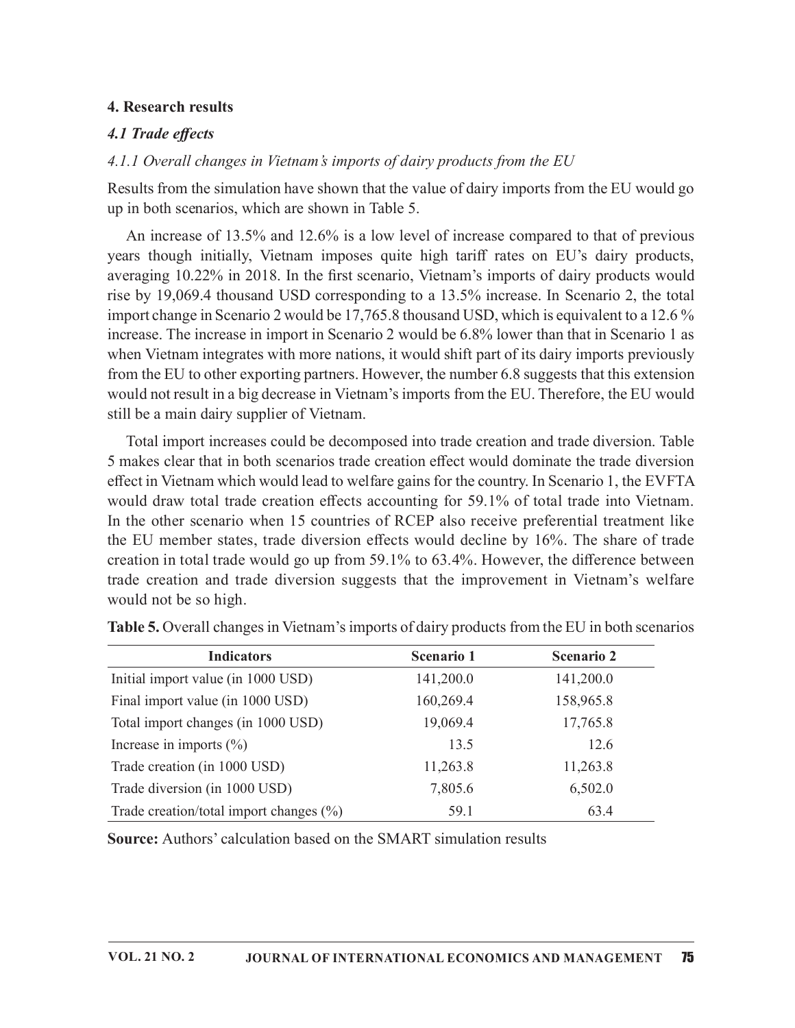## 4. Research results

### *4.1 Trade effects*

#### *4.1.1 Overall changes in Vietnam's imports of dairy products from the EU*

Results from the simulation have shown that the value of dairy imports from the EU would go up in both scenarios, which are shown in Table 5.

An increase of 13.5% and 12.6% is a low level of increase compared to that of previous years though initially, Vietnam imposes quite high tariff rates on EU's dairy products, averaging 10.22% in 2018. In the first scenario, Vietnam's imports of dairy products would rise by 19,069.4 thousand USD corresponding to a 13.5% increase. In Scenario 2, the total import change in Scenario 2 would be 17,765.8 thousand USD, which is equivalent to a 12.6 % increase. The increase in import in Scenario 2 would be 6.8% lower than that in Scenario 1 as when Vietnam integrates with more nations, it would shift part of its dairy imports previously from the EU to other exporting partners. However, the number 6.8 suggests that this extension would not result in a big decrease in Vietnam's imports from the EU. Therefore, the EU would still be a main dairy supplier of Vietnam.

Total import increases could be decomposed into trade creation and trade diversion. Table 5 makes clear that in both scenarios trade creation effect would dominate the trade diversion effect in Vietnam which would lead to welfare gains for the country. In Scenario 1, the EVFTA would draw total trade creation effects accounting for 59.1% of total trade into Vietnam. In the other scenario when 15 countries of RCEP also receive preferential treatment like the EU member states, trade diversion effects would decline by 16%. The share of trade creation in total trade would go up from 59.1% to 63.4%. However, the difference between trade creation and trade diversion suggests that the improvement in Vietnam's welfare would not be so high.

**Table 5.** Overall changes in Vietnam's imports of dairy products from the EU in both scenarios

| Indicators | Scenario 1 | Scenario 2 |
|---|---|---|
| Initial import value (in 1000 USD) | 141,200.0 | 141,200.0 |
| Final import value (in 1000 USD) | 160,269.4 | 158,965.8 |
| Total import changes (in 1000 USD) | 19,069.4 | 17,765.8 |
| Increase in imports (%) | 13.5 | 12.6 |
| Trade creation (in 1000 USD) | 11,263.8 | 11,263.8 |
| Trade diversion (in 1000 USD) | 7,805.6 | 6,502.0 |
| Trade creation/total import changes (%) | 59.1 | 63.4 |

**Source:** Authors' calculation based on the SMART simulation results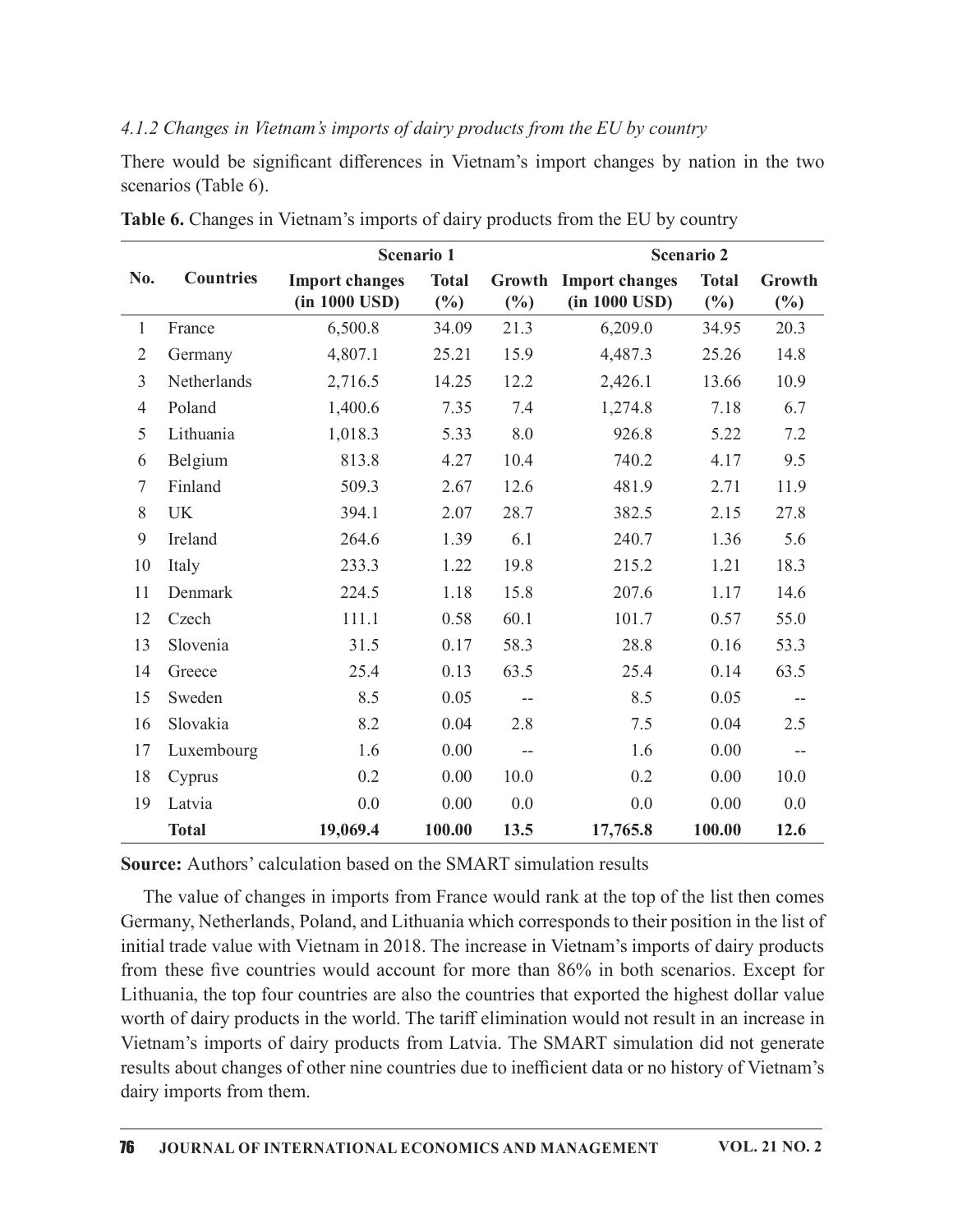*4.1.2 Changes in Vietnam's imports of dairy products from the EU by country*

There would be significant differences in Vietnam's import changes by nation in the two scenarios (Table 6).

**Table 6.** Changes in Vietnam's imports of dairy products from the EU by country

| No. | Countries | Scenario 1 | | | Scenario 2 | | |
|---|---|---|---|---|---|---|---|
| | | Import changes (in 1000 USD) | Total (%) | Growth (%) | Import changes (in 1000 USD) | Total (%) | Growth (%) |
| 1 | France | 6,500.8 | 34.09 | 21.3 | 6,209.0 | 34.95 | 20.3 |
| 2 | Germany | 4,807.1 | 25.21 | 15.9 | 4,487.3 | 25.26 | 14.8 |
| 3 | Netherlands | 2,716.5 | 14.25 | 12.2 | 2,426.1 | 13.66 | 10.9 |
| 4 | Poland | 1,400.6 | 7.35 | 7.4 | 1,274.8 | 7.18 | 6.7 |
| 5 | Lithuania | 1,018.3 | 5.33 | 8.0 | 926.8 | 5.22 | 7.2 |
| 6 | Belgium | 813.8 | 4.27 | 10.4 | 740.2 | 4.17 | 9.5 |
| 7 | Finland | 509.3 | 2.67 | 12.6 | 481.9 | 2.71 | 11.9 |
| 8 | UK | 394.1 | 2.07 | 28.7 | 382.5 | 2.15 | 27.8 |
| 9 | Ireland | 264.6 | 1.39 | 6.1 | 240.7 | 1.36 | 5.6 |
| 10 | Italy | 233.3 | 1.22 | 19.8 | 215.2 | 1.21 | 18.3 |
| 11 | Denmark | 224.5 | 1.18 | 15.8 | 207.6 | 1.17 | 14.6 |
| 12 | Czech | 111.1 | 0.58 | 60.1 | 101.7 | 0.57 | 55.0 |
| 13 | Slovenia | 31.5 | 0.17 | 58.3 | 28.8 | 0.16 | 53.3 |
| 14 | Greece | 25.4 | 0.13 | 63.5 | 25.4 | 0.14 | 63.5 |
| 15 | Sweden | 8.5 | 0.05 | -- | 8.5 | 0.05 | -- |
| 16 | Slovakia | 8.2 | 0.04 | 2.8 | 7.5 | 0.04 | 2.5 |
| 17 | Luxembourg | 1.6 | 0.00 | -- | 1.6 | 0.00 | -- |
| 18 | Cyprus | 0.2 | 0.00 | 10.0 | 0.2 | 0.00 | 10.0 |
| 19 | Latvia | 0.0 | 0.00 | 0.0 | 0.0 | 0.00 | 0.0 |
| | **Total** | **19,069.4** | **100.00** | **13.5** | **17,765.8** | **100.00** | **12.6** |

**Source:** Authors' calculation based on the SMART simulation results

The value of changes in imports from France would rank at the top of the list then comes Germany, Netherlands, Poland, and Lithuania which corresponds to their position in the list of initial trade value with Vietnam in 2018. The increase in Vietnam's imports of dairy products from these five countries would account for more than 86% in both scenarios. Except for Lithuania, the top four countries are also the countries that exported the highest dollar value worth of dairy products in the world. The tariff elimination would not result in an increase in Vietnam's imports of dairy products from Latvia. The SMART simulation did not generate results about changes of other nine countries due to inefficient data or no history of Vietnam's dairy imports from them.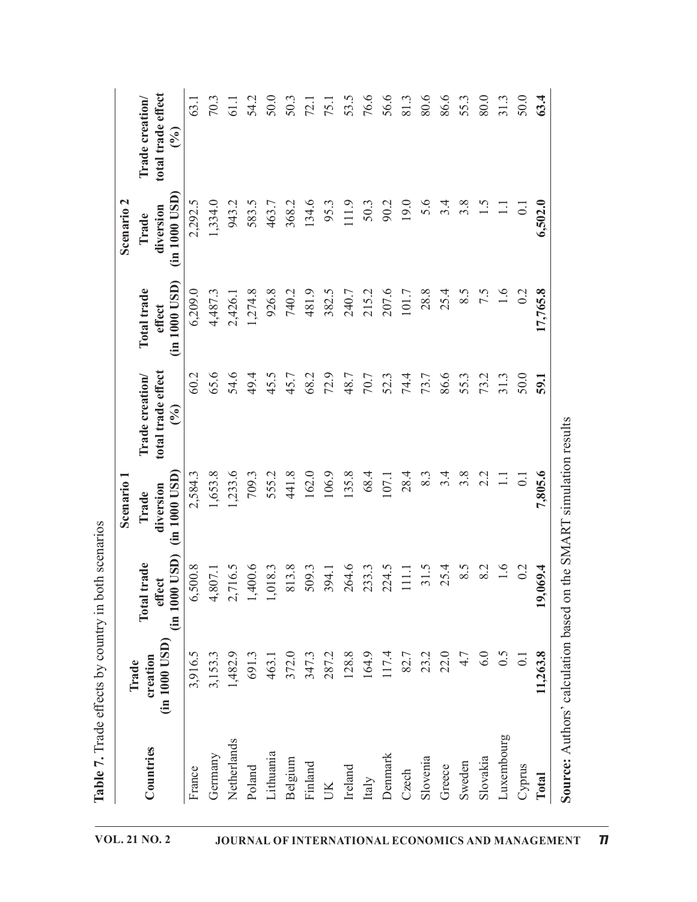**Table 7.** Trade effects by country in both scenarios

| Countries | Scenario 1 | | | | Scenario 2 | | |
|---|---|---|---|---|---|---|---|
| | Trade creation (in 1000 USD) | Total trade effect (in 1000 USD) | Trade diversion (in 1000 USD) | Trade creation/ total trade effect (%) | Total trade effect (in 1000 USD) | Trade diversion (in 1000 USD) | Trade creation/ total trade effect (%) |
| France | 3,916.5 | 6,500.8 | 2,584.3 | 60.2 | 6,209.0 | 2,292.5 | 63.1 |
| Germany | 3,153.3 | 4,807.1 | 1,653.8 | 65.6 | 4,487.3 | 1,334.0 | 70.3 |
| Netherlands | 1,482.9 | 2,716.5 | 1,233.6 | 54.6 | 2,426.1 | 943.2 | 61.1 |
| Poland | 691.3 | 1,400.6 | 709.3 | 49.4 | 1,274.8 | 583.5 | 54.2 |
| Lithuania | 463.1 | 1,018.3 | 555.2 | 45.5 | 926.8 | 463.7 | 50.0 |
| Belgium | 372.0 | 813.8 | 441.8 | 45.7 | 740.2 | 368.2 | 50.3 |
| Finland | 347.3 | 509.3 | 162.0 | 68.2 | 481.9 | 134.6 | 72.1 |
| UK | 287.2 | 394.1 | 106.9 | 72.9 | 382.5 | 95.3 | 75.1 |
| Ireland | 128.8 | 264.6 | 135.8 | 48.7 | 240.7 | 111.9 | 53.5 |
| Italy | 164.9 | 233.3 | 68.4 | 70.7 | 215.2 | 50.3 | 76.6 |
| Denmark | 117.4 | 224.5 | 107.1 | 52.3 | 207.6 | 90.2 | 56.6 |
| Czech | 82.7 | 111.1 | 28.4 | 74.4 | 101.7 | 19.0 | 81.3 |
| Slovenia | 23.2 | 31.5 | 8.3 | 73.7 | 28.8 | 5.6 | 80.6 |
| Greece | 22.0 | 25.4 | 3.4 | 86.6 | 25.4 | 3.4 | 86.6 |
| Sweden | 4.7 | 8.5 | 3.8 | 55.3 | 8.5 | 3.8 | 55.3 |
| Slovakia | 6.0 | 8.2 | 2.2 | 73.2 | 7.5 | 1.5 | 80.0 |
| Luxembourg | 0.5 | 1.6 | 1.1 | 31.3 | 1.6 | 1.1 | 31.3 |
| Cyprus | 0.1 | 0.2 | 0.1 | 50.0 | 0.2 | 0.1 | 50.0 |
| **Total** | **11,263.8** | **19,069.4** | **7,805.6** | **59.1** | **17,765.8** | **6,502.0** | **63.4** |

**Source:** Authors' calculation based on the SMART simulation results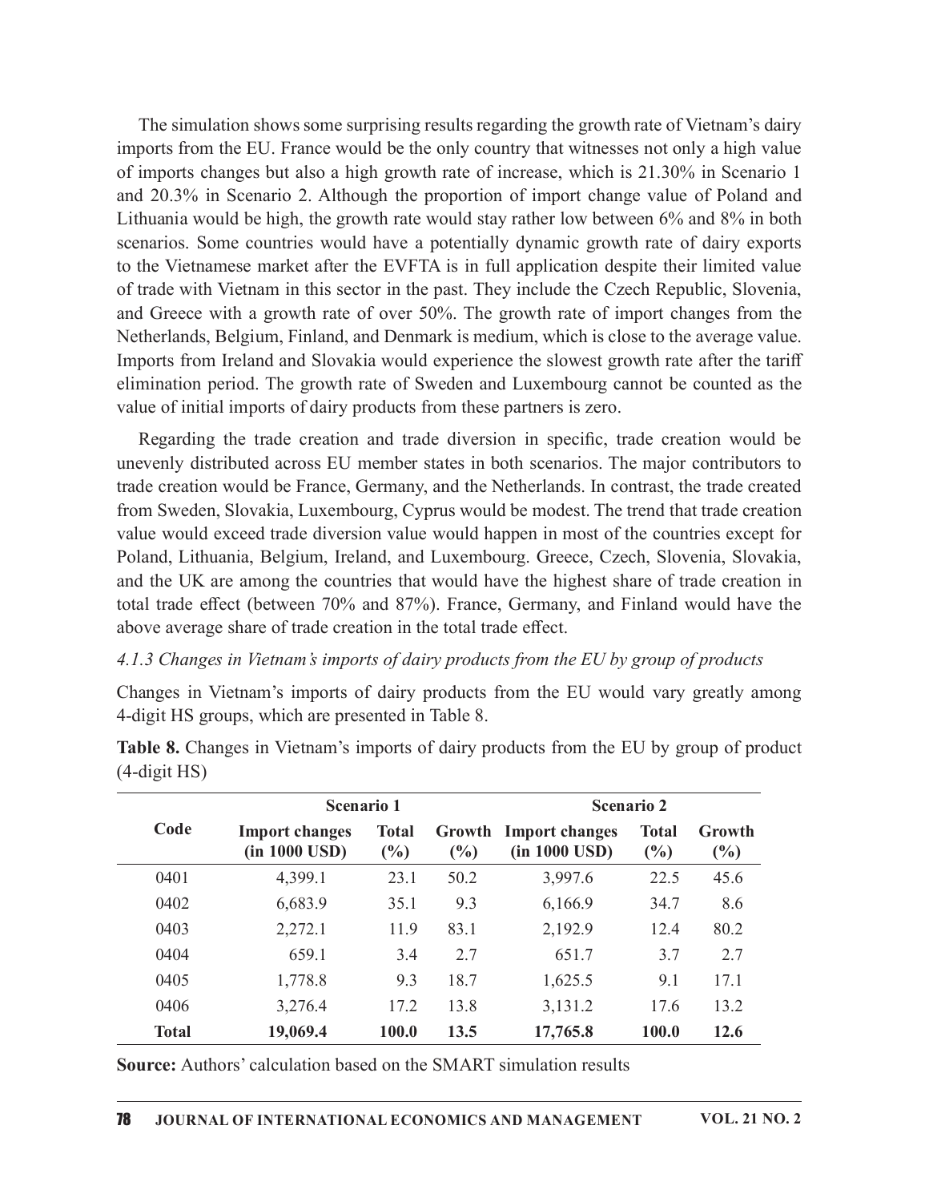The simulation shows some surprising results regarding the growth rate of Vietnam's dairy imports from the EU. France would be the only country that witnesses not only a high value of imports changes but also a high growth rate of increase, which is 21.30% in Scenario 1 and 20.3% in Scenario 2. Although the proportion of import change value of Poland and Lithuania would be high, the growth rate would stay rather low between 6% and 8% in both scenarios. Some countries would have a potentially dynamic growth rate of dairy exports to the Vietnamese market after the EVFTA is in full application despite their limited value of trade with Vietnam in this sector in the past. They include the Czech Republic, Slovenia, and Greece with a growth rate of over 50%. The growth rate of import changes from the Netherlands, Belgium, Finland, and Denmark is medium, which is close to the average value. Imports from Ireland and Slovakia would experience the slowest growth rate after the tariff elimination period. The growth rate of Sweden and Luxembourg cannot be counted as the value of initial imports of dairy products from these partners is zero.

Regarding the trade creation and trade diversion in specific, trade creation would be unevenly distributed across EU member states in both scenarios. The major contributors to trade creation would be France, Germany, and the Netherlands. In contrast, the trade created from Sweden, Slovakia, Luxembourg, Cyprus would be modest. The trend that trade creation value would exceed trade diversion value would happen in most of the countries except for Poland, Lithuania, Belgium, Ireland, and Luxembourg. Greece, Czech, Slovenia, Slovakia, and the UK are among the countries that would have the highest share of trade creation in total trade effect (between 70% and 87%). France, Germany, and Finland would have the above average share of trade creation in the total trade effect.

*4.1.3 Changes in Vietnam's imports of dairy products from the EU by group of products*

Changes in Vietnam's imports of dairy products from the EU would vary greatly among 4-digit HS groups, which are presented in Table 8.

**Table 8.** Changes in Vietnam's imports of dairy products from the EU by group of product (4-digit HS)

| Code | Scenario 1 | | | Scenario 2 | | |
|---|---|---|---|---|---|---|
| | Import changes (in 1000 USD) | Total (%) | Growth (%) | Import changes (in 1000 USD) | Total (%) | Growth (%) |
| 0401 | 4,399.1 | 23.1 | 50.2 | 3,997.6 | 22.5 | 45.6 |
| 0402 | 6,683.9 | 35.1 | 9.3 | 6,166.9 | 34.7 | 8.6 |
| 0403 | 2,272.1 | 11.9 | 83.1 | 2,192.9 | 12.4 | 80.2 |
| 0404 | 659.1 | 3.4 | 2.7 | 651.7 | 3.7 | 2.7 |
| 0405 | 1,778.8 | 9.3 | 18.7 | 1,625.5 | 9.1 | 17.1 |
| 0406 | 3,276.4 | 17.2 | 13.8 | 3,131.2 | 17.6 | 13.2 |
| **Total** | **19,069.4** | **100.0** | **13.5** | **17,765.8** | **100.0** | **12.6** |

**Source:** Authors' calculation based on the SMART simulation results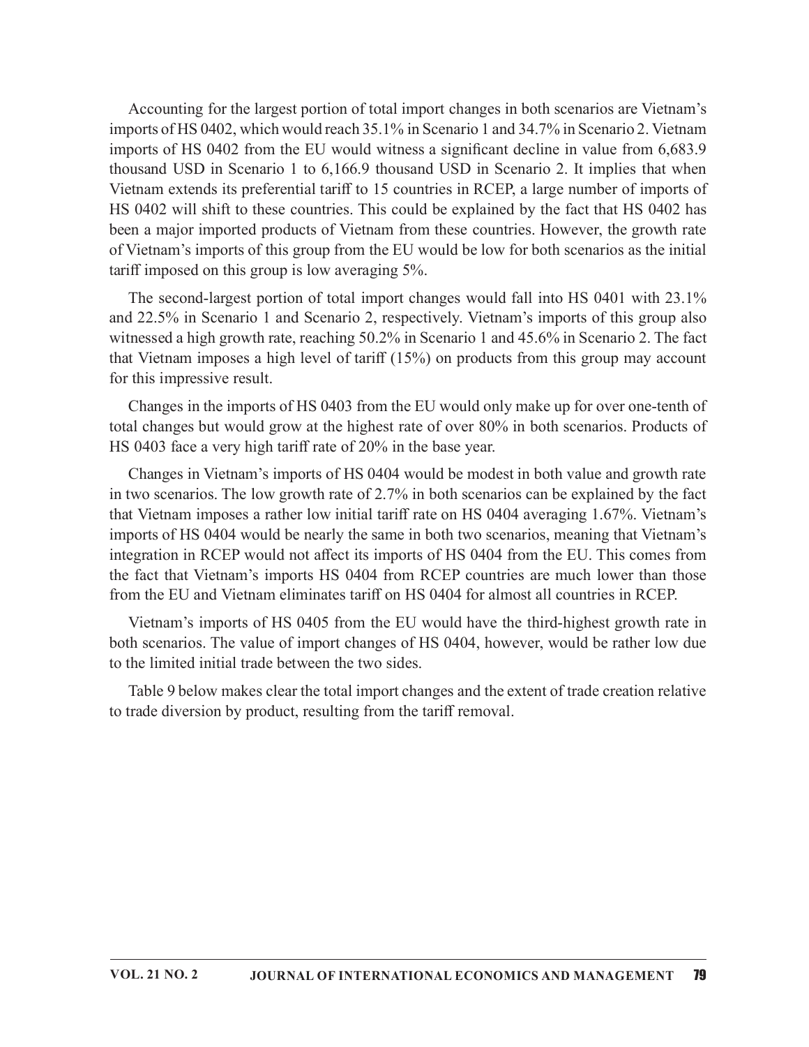Accounting for the largest portion of total import changes in both scenarios are Vietnam's imports of HS 0402, which would reach 35.1% in Scenario 1 and 34.7% in Scenario 2. Vietnam imports of HS 0402 from the EU would witness a significant decline in value from 6,683.9 thousand USD in Scenario 1 to 6,166.9 thousand USD in Scenario 2. It implies that when Vietnam extends its preferential tariff to 15 countries in RCEP, a large number of imports of HS 0402 will shift to these countries. This could be explained by the fact that HS 0402 has been a major imported products of Vietnam from these countries. However, the growth rate of Vietnam's imports of this group from the EU would be low for both scenarios as the initial tariff imposed on this group is low averaging 5%.

The second-largest portion of total import changes would fall into HS 0401 with 23.1% and 22.5% in Scenario 1 and Scenario 2, respectively. Vietnam's imports of this group also witnessed a high growth rate, reaching 50.2% in Scenario 1 and 45.6% in Scenario 2. The fact that Vietnam imposes a high level of tariff (15%) on products from this group may account for this impressive result.

Changes in the imports of HS 0403 from the EU would only make up for over one-tenth of total changes but would grow at the highest rate of over 80% in both scenarios. Products of HS 0403 face a very high tariff rate of 20% in the base year.

Changes in Vietnam's imports of HS 0404 would be modest in both value and growth rate in two scenarios. The low growth rate of 2.7% in both scenarios can be explained by the fact that Vietnam imposes a rather low initial tariff rate on HS 0404 averaging 1.67%. Vietnam's imports of HS 0404 would be nearly the same in both two scenarios, meaning that Vietnam's integration in RCEP would not affect its imports of HS 0404 from the EU. This comes from the fact that Vietnam's imports HS 0404 from RCEP countries are much lower than those from the EU and Vietnam eliminates tariff on HS 0404 for almost all countries in RCEP.

Vietnam's imports of HS 0405 from the EU would have the third-highest growth rate in both scenarios. The value of import changes of HS 0404, however, would be rather low due to the limited initial trade between the two sides.

Table 9 below makes clear the total import changes and the extent of trade creation relative to trade diversion by product, resulting from the tariff removal.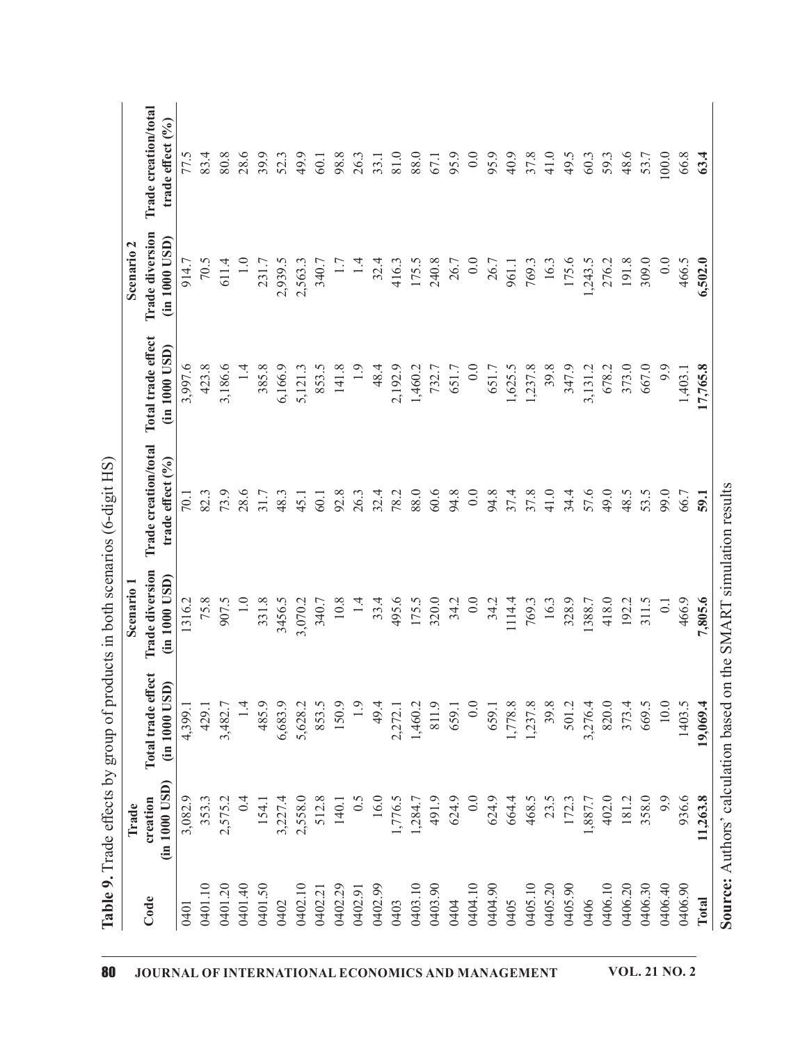**Table 9.** Trade effects by group of products in both scenarios (6-digit HS)

| Code | Scenario 1 | | | | Scenario 2 | | |
|---|---|---|---|---|---|---|---|
| | Trade creation (in 1000 USD) | Total trade effect (in 1000 USD) | Trade diversion (in 1000 USD) | Trade creation/total trade effect (%) | Total trade effect (in 1000 USD) | Trade diversion (in 1000 USD) | Trade creation/total trade effect (%) |
| 0401 | 3,082.9 | 4,399.1 | 1316.2 | 70.1 | 3,997.6 | 914.7 | 77.5 |
| 0401.10 | 353.3 | 429.1 | 75.8 | 82.3 | 423.8 | 70.5 | 83.4 |
| 0401.20 | 2,575.2 | 3,482.7 | 907.5 | 73.9 | 3,186.6 | 611.4 | 80.8 |
| 0401.40 | 0.4 | 1.4 | 1.0 | 28.6 | 1.4 | 1.0 | 28.6 |
| 0401.50 | 154.1 | 485.9 | 331.8 | 31.7 | 385.8 | 231.7 | 39.9 |
| 0402 | 3,227.4 | 6,683.9 | 3456.5 | 48.3 | 6,166.9 | 2,939.5 | 52.3 |
| 0402.10 | 2,558.0 | 5,628.2 | 3,070.2 | 45.1 | 5,121.3 | 2,563.3 | 49.9 |
| 0402.21 | 512.8 | 853.5 | 340.7 | 60.1 | 853.5 | 340.7 | 60.1 |
| 0402.29 | 140.1 | 150.9 | 10.8 | 92.8 | 141.8 | 1.7 | 98.8 |
| 0402.91 | 0.5 | 1.9 | 1.4 | 26.3 | 1.9 | 1.4 | 26.3 |
| 0402.99 | 16.0 | 49.4 | 33.4 | 32.4 | 48.4 | 32.4 | 33.1 |
| 0403 | 1,776.5 | 2,272.1 | 495.6 | 78.2 | 2,192.9 | 416.3 | 81.0 |
| 0403.10 | 1,284.7 | 1,460.2 | 175.5 | 88.0 | 1,460.2 | 175.5 | 88.0 |
| 0403.90 | 491.9 | 811.9 | 320.0 | 60.6 | 732.7 | 240.8 | 67.1 |
| 0404 | 624.9 | 659.1 | 34.2 | 94.8 | 651.7 | 26.7 | 95.9 |
| 0404.10 | 0.0 | 0.0 | 0.0 | 0.0 | 0.0 | 0.0 | 0.0 |
| 0404.90 | 624.9 | 659.1 | 34.2 | 94.8 | 651.7 | 26.7 | 95.9 |
| 0405 | 664.4 | 1,778.8 | 1114.4 | 37.4 | 1,625.5 | 961.1 | 40.9 |
| 0405.10 | 468.5 | 1,237.8 | 769.3 | 37.8 | 1,237.8 | 769.3 | 37.8 |
| 0405.20 | 23.5 | 39.8 | 16.3 | 41.0 | 39.8 | 16.3 | 41.0 |
| 0405.90 | 172.3 | 501.2 | 328.9 | 34.4 | 347.9 | 175.6 | 49.5 |
| 0406 | 1,887.7 | 3,276.4 | 1388.7 | 57.6 | 3,131.2 | 1,243.5 | 60.3 |
| 0406.10 | 402.0 | 820.0 | 418.0 | 49.0 | 678.2 | 276.2 | 59.3 |
| 0406.20 | 181.2 | 373.4 | 192.2 | 48.5 | 373.0 | 191.8 | 48.6 |
| 0406.30 | 358.0 | 669.5 | 311.5 | 53.5 | 667.0 | 309.0 | 53.7 |
| 0406.40 | 9.9 | 10.0 | 0.1 | 99.0 | 9.9 | 0.0 | 100.0 |
| 0406.90 | 936.6 | 1403.5 | 466.9 | 66.7 | 1,403.1 | 466.5 | 66.8 |
| **Total** | **11,263.8** | **19,069.4** | **7,805.6** | **59.1** | **17,765.8** | **6,502.0** | **63.4** |

**Source:** Authors' calculation based on the SMART simulation results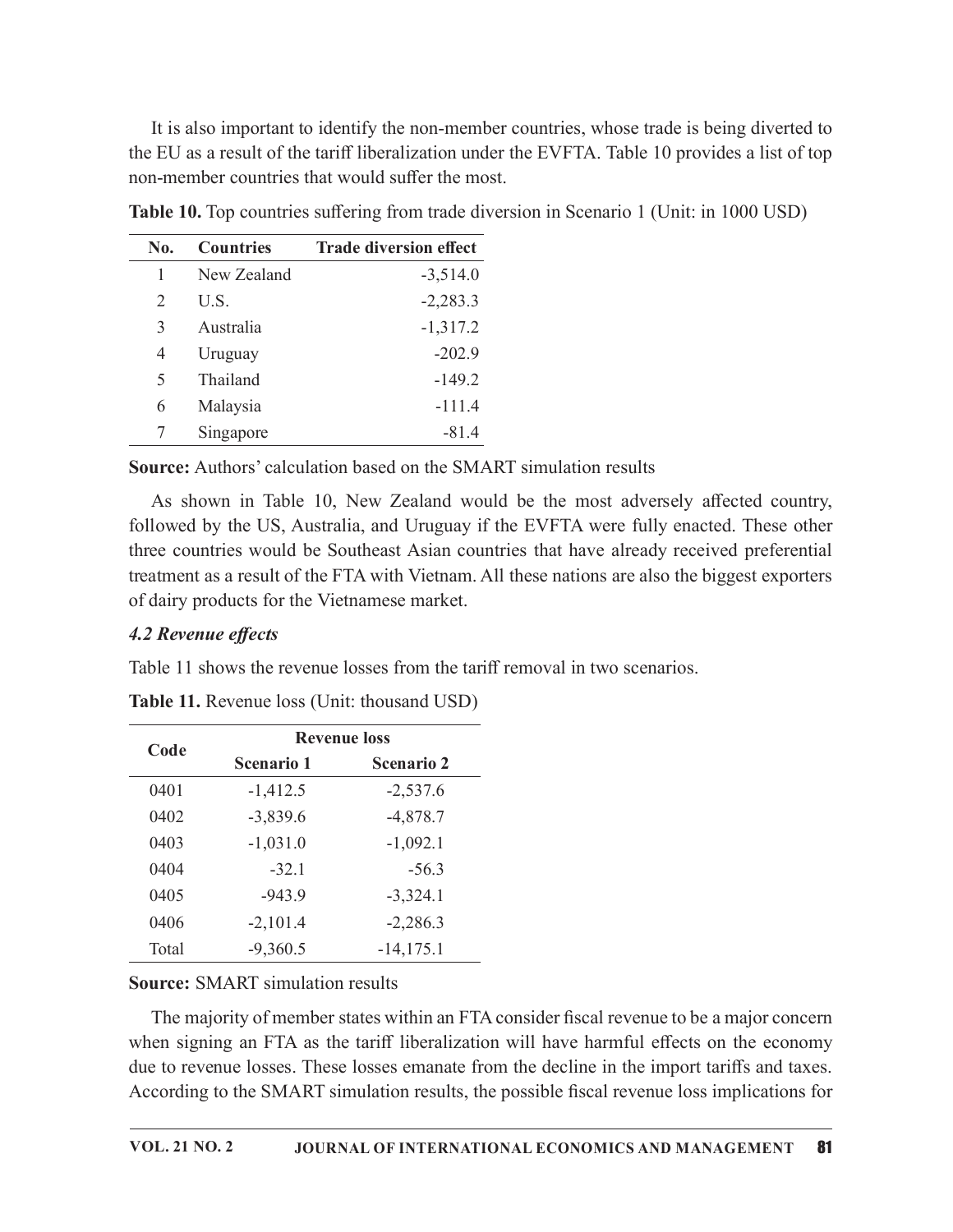It is also important to identify the non-member countries, whose trade is being diverted to the EU as a result of the tariff liberalization under the EVFTA. Table 10 provides a list of top non-member countries that would suffer the most.

**Table 10.** Top countries suffering from trade diversion in Scenario 1 (Unit: in 1000 USD)

| No. | Countries | Trade diversion effect |
|---|---|---|
| 1 | New Zealand | -3,514.0 |
| 2 | U.S. | -2,283.3 |
| 3 | Australia | -1,317.2 |
| 4 | Uruguay | -202.9 |
| 5 | Thailand | -149.2 |
| 6 | Malaysia | -111.4 |
| 7 | Singapore | -81.4 |

**Source:** Authors' calculation based on the SMART simulation results

As shown in Table 10, New Zealand would be the most adversely affected country, followed by the US, Australia, and Uruguay if the EVFTA were fully enacted. These other three countries would be Southeast Asian countries that have already received preferential treatment as a result of the FTA with Vietnam. All these nations are also the biggest exporters of dairy products for the Vietnamese market.

### *4.2 Revenue effects*

Table 11 shows the revenue losses from the tariff removal in two scenarios.

**Table 11.** Revenue loss (Unit: thousand USD)

| Code | Revenue loss | |
|---|---|---|
| | Scenario 1 | Scenario 2 |
| 0401 | -1,412.5 | -2,537.6 |
| 0402 | -3,839.6 | -4,878.7 |
| 0403 | -1,031.0 | -1,092.1 |
| 0404 | -32.1 | -56.3 |
| 0405 | -943.9 | -3,324.1 |
| 0406 | -2,101.4 | -2,286.3 |
| Total | -9,360.5 | -14,175.1 |

**Source:** SMART simulation results

The majority of member states within an FTA consider fiscal revenue to be a major concern when signing an FTA as the tariff liberalization will have harmful effects on the economy due to revenue losses. These losses emanate from the decline in the import tariffs and taxes. According to the SMART simulation results, the possible fiscal revenue loss implications for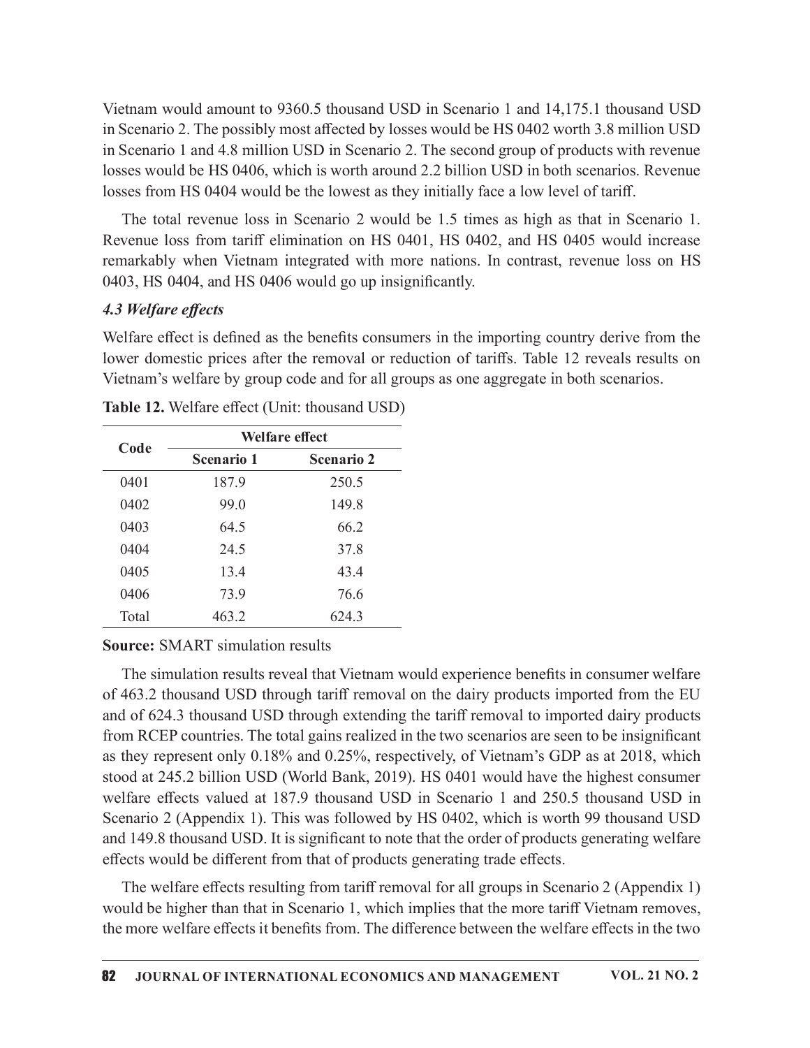Vietnam would amount to 9360.5 thousand USD in Scenario 1 and 14,175.1 thousand USD in Scenario 2. The possibly most affected by losses would be HS 0402 worth 3.8 million USD in Scenario 1 and 4.8 million USD in Scenario 2. The second group of products with revenue losses would be HS 0406, which is worth around 2.2 billion USD in both scenarios. Revenue losses from HS 0404 would be the lowest as they initially face a low level of tariff.

The total revenue loss in Scenario 2 would be 1.5 times as high as that in Scenario 1. Revenue loss from tariff elimination on HS 0401, HS 0402, and HS 0405 would increase remarkably when Vietnam integrated with more nations. In contrast, revenue loss on HS 0403, HS 0404, and HS 0406 would go up insignificantly.

### *4.3 Welfare effects*

Welfare effect is defined as the benefits consumers in the importing country derive from the lower domestic prices after the removal or reduction of tariffs. Table 12 reveals results on Vietnam's welfare by group code and for all groups as one aggregate in both scenarios.

**Table 12.** Welfare effect (Unit: thousand USD)

| Code | Welfare effect | |
|---|---|---|
| | Scenario 1 | Scenario 2 |
| 0401 | 187.9 | 250.5 |
| 0402 | 99.0 | 149.8 |
| 0403 | 64.5 | 66.2 |
| 0404 | 24.5 | 37.8 |
| 0405 | 13.4 | 43.4 |
| 0406 | 73.9 | 76.6 |
| Total | 463.2 | 624.3 |

**Source:** SMART simulation results

The simulation results reveal that Vietnam would experience benefits in consumer welfare of 463.2 thousand USD through tariff removal on the dairy products imported from the EU and of 624.3 thousand USD through extending the tariff removal to imported dairy products from RCEP countries. The total gains realized in the two scenarios are seen to be insignificant as they represent only 0.18% and 0.25%, respectively, of Vietnam's GDP as at 2018, which stood at 245.2 billion USD (World Bank, 2019). HS 0401 would have the highest consumer welfare effects valued at 187.9 thousand USD in Scenario 1 and 250.5 thousand USD in Scenario 2 (Appendix 1). This was followed by HS 0402, which is worth 99 thousand USD and 149.8 thousand USD. It is significant to note that the order of products generating welfare effects would be different from that of products generating trade effects.

The welfare effects resulting from tariff removal for all groups in Scenario 2 (Appendix 1) would be higher than that in Scenario 1, which implies that the more tariff Vietnam removes, the more welfare effects it benefits from. The difference between the welfare effects in the two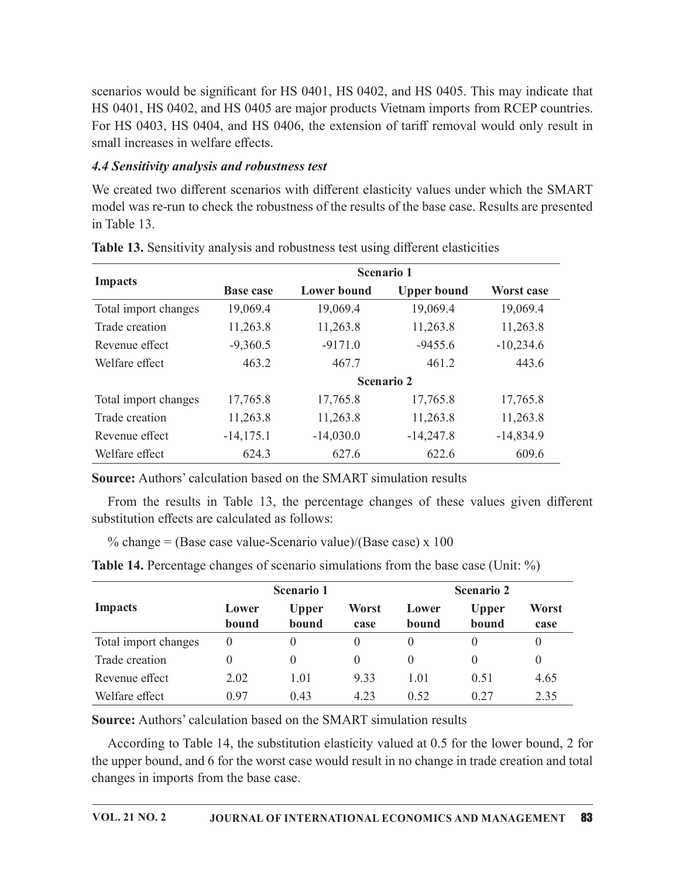scenarios would be significant for HS 0401, HS 0402, and HS 0405. This may indicate that HS 0401, HS 0402, and HS 0405 are major products Vietnam imports from RCEP countries. For HS 0403, HS 0404, and HS 0406, the extension of tariff removal would only result in small increases in welfare effects.

### *4.4 Sensitivity analysis and robustness test*

We created two different scenarios with different elasticity values under which the SMART model was re-run to check the robustness of the results of the base case. Results are presented in Table 13.

**Table 13.** Sensitivity analysis and robustness test using different elasticities

| Impacts | Scenario 1 | | | |
|---|---|---|---|---|
| | **Base case** | **Lower bound** | **Upper bound** | **Worst case** |
| Total import changes | 19,069.4 | 19,069.4 | 19,069.4 | 19,069.4 |
| Trade creation | 11,263.8 | 11,263.8 | 11,263.8 | 11,263.8 |
| Revenue effect | -9,360.5 | -9171.0 | -9455.6 | -10,234.6 |
| Welfare effect | 463.2 | 467.7 | 461.2 | 443.6 |
| | **Scenario 2** | | | |
| Total import changes | 17,765.8 | 17,765.8 | 17,765.8 | 17,765.8 |
| Trade creation | 11,263.8 | 11,263.8 | 11,263.8 | 11,263.8 |
| Revenue effect | -14,175.1 | -14,030.0 | -14,247.8 | -14,834.9 |
| Welfare effect | 624.3 | 627.6 | 622.6 | 609.6 |

**Source:** Authors' calculation based on the SMART simulation results

From the results in Table 13, the percentage changes of these values given different substitution effects are calculated as follows:

% change = (Base case value-Scenario value)/(Base case) x 100

**Table 14.** Percentage changes of scenario simulations from the base case (Unit: %)

| Impacts | Scenario 1 | | | Scenario 2 | | |
|---|---|---|---|---|---|---|
| | **Lower bound** | **Upper bound** | **Worst case** | **Lower bound** | **Upper bound** | **Worst case** |
| Total import changes | 0 | 0 | 0 | 0 | 0 | 0 |
| Trade creation | 0 | 0 | 0 | 0 | 0 | 0 |
| Revenue effect | 2.02 | 1.01 | 9.33 | 1.01 | 0.51 | 4.65 |
| Welfare effect | 0.97 | 0.43 | 4.23 | 0.52 | 0.27 | 2.35 |

**Source:** Authors' calculation based on the SMART simulation results

According to Table 14, the substitution elasticity valued at 0.5 for the lower bound, 2 for the upper bound, and 6 for the worst case would result in no change in trade creation and total changes in imports from the base case.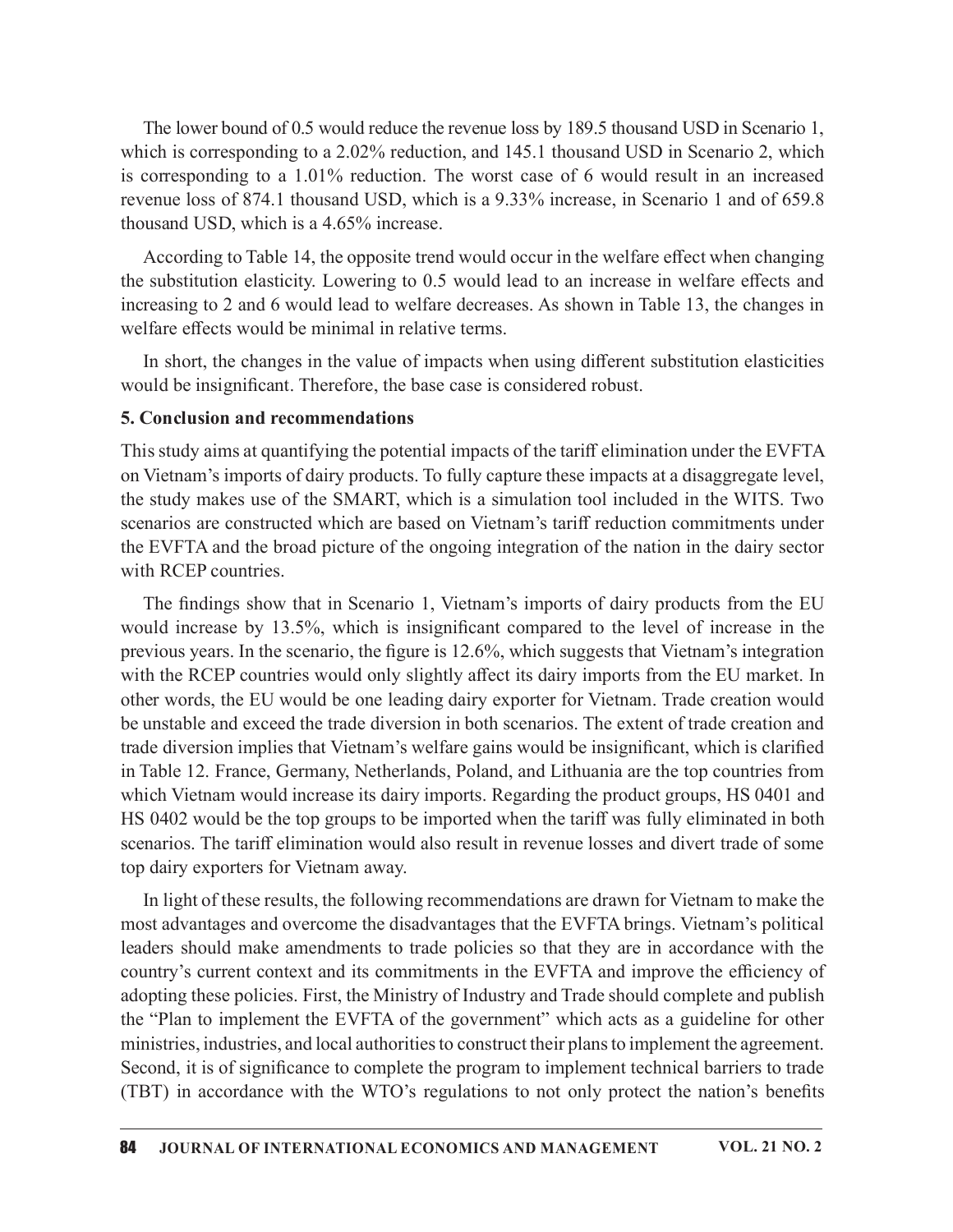The lower bound of 0.5 would reduce the revenue loss by 189.5 thousand USD in Scenario 1, which is corresponding to a 2.02% reduction, and 145.1 thousand USD in Scenario 2, which is corresponding to a 1.01% reduction. The worst case of 6 would result in an increased revenue loss of 874.1 thousand USD, which is a 9.33% increase, in Scenario 1 and of 659.8 thousand USD, which is a 4.65% increase.

According to Table 14, the opposite trend would occur in the welfare effect when changing the substitution elasticity. Lowering to 0.5 would lead to an increase in welfare effects and increasing to 2 and 6 would lead to welfare decreases. As shown in Table 13, the changes in welfare effects would be minimal in relative terms.

In short, the changes in the value of impacts when using different substitution elasticities would be insignificant. Therefore, the base case is considered robust.

## 5. Conclusion and recommendations

This study aims at quantifying the potential impacts of the tariff elimination under the EVFTA on Vietnam's imports of dairy products. To fully capture these impacts at a disaggregate level, the study makes use of the SMART, which is a simulation tool included in the WITS. Two scenarios are constructed which are based on Vietnam's tariff reduction commitments under the EVFTA and the broad picture of the ongoing integration of the nation in the dairy sector with RCEP countries.

The findings show that in Scenario 1, Vietnam's imports of dairy products from the EU would increase by 13.5%, which is insignificant compared to the level of increase in the previous years. In the scenario, the figure is 12.6%, which suggests that Vietnam's integration with the RCEP countries would only slightly affect its dairy imports from the EU market. In other words, the EU would be one leading dairy exporter for Vietnam. Trade creation would be unstable and exceed the trade diversion in both scenarios. The extent of trade creation and trade diversion implies that Vietnam's welfare gains would be insignificant, which is clarified in Table 12. France, Germany, Netherlands, Poland, and Lithuania are the top countries from which Vietnam would increase its dairy imports. Regarding the product groups, HS 0401 and HS 0402 would be the top groups to be imported when the tariff was fully eliminated in both scenarios. The tariff elimination would also result in revenue losses and divert trade of some top dairy exporters for Vietnam away.

In light of these results, the following recommendations are drawn for Vietnam to make the most advantages and overcome the disadvantages that the EVFTA brings. Vietnam's political leaders should make amendments to trade policies so that they are in accordance with the country's current context and its commitments in the EVFTA and improve the efficiency of adopting these policies. First, the Ministry of Industry and Trade should complete and publish the "Plan to implement the EVFTA of the government" which acts as a guideline for other ministries, industries, and local authorities to construct their plans to implement the agreement. Second, it is of significance to complete the program to implement technical barriers to trade (TBT) in accordance with the WTO's regulations to not only protect the nation's benefits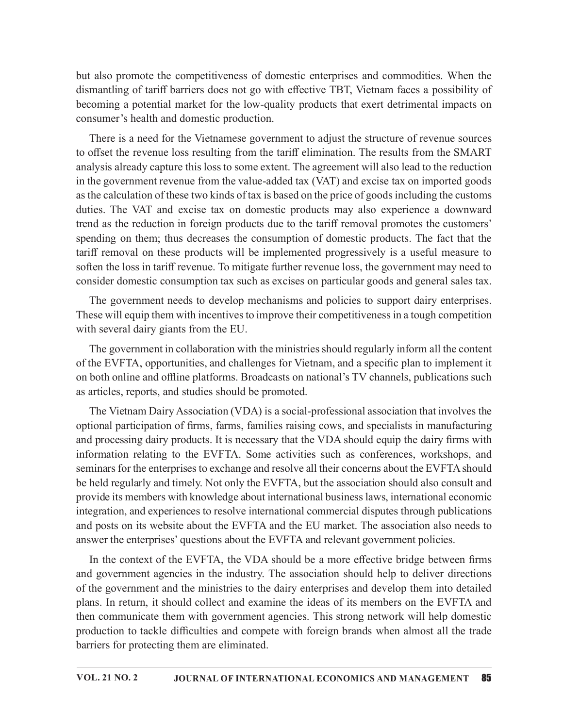but also promote the competitiveness of domestic enterprises and commodities. When the dismantling of tariff barriers does not go with effective TBT, Vietnam faces a possibility of becoming a potential market for the low-quality products that exert detrimental impacts on consumer's health and domestic production.

There is a need for the Vietnamese government to adjust the structure of revenue sources to offset the revenue loss resulting from the tariff elimination. The results from the SMART analysis already capture this loss to some extent. The agreement will also lead to the reduction in the government revenue from the value-added tax (VAT) and excise tax on imported goods as the calculation of these two kinds of tax is based on the price of goods including the customs duties. The VAT and excise tax on domestic products may also experience a downward trend as the reduction in foreign products due to the tariff removal promotes the customers' spending on them; thus decreases the consumption of domestic products. The fact that the tariff removal on these products will be implemented progressively is a useful measure to soften the loss in tariff revenue. To mitigate further revenue loss, the government may need to consider domestic consumption tax such as excises on particular goods and general sales tax.

The government needs to develop mechanisms and policies to support dairy enterprises. These will equip them with incentives to improve their competitiveness in a tough competition with several dairy giants from the EU.

The government in collaboration with the ministries should regularly inform all the content of the EVFTA, opportunities, and challenges for Vietnam, and a specific plan to implement it on both online and offline platforms. Broadcasts on national's TV channels, publications such as articles, reports, and studies should be promoted.

The Vietnam Dairy Association (VDA) is a social-professional association that involves the optional participation of firms, farms, families raising cows, and specialists in manufacturing and processing dairy products. It is necessary that the VDA should equip the dairy firms with information relating to the EVFTA. Some activities such as conferences, workshops, and seminars for the enterprises to exchange and resolve all their concerns about the EVFTA should be held regularly and timely. Not only the EVFTA, but the association should also consult and provide its members with knowledge about international business laws, international economic integration, and experiences to resolve international commercial disputes through publications and posts on its website about the EVFTA and the EU market. The association also needs to answer the enterprises' questions about the EVFTA and relevant government policies.

In the context of the EVFTA, the VDA should be a more effective bridge between firms and government agencies in the industry. The association should help to deliver directions of the government and the ministries to the dairy enterprises and develop them into detailed plans. In return, it should collect and examine the ideas of its members on the EVFTA and then communicate them with government agencies. This strong network will help domestic production to tackle difficulties and compete with foreign brands when almost all the trade barriers for protecting them are eliminated.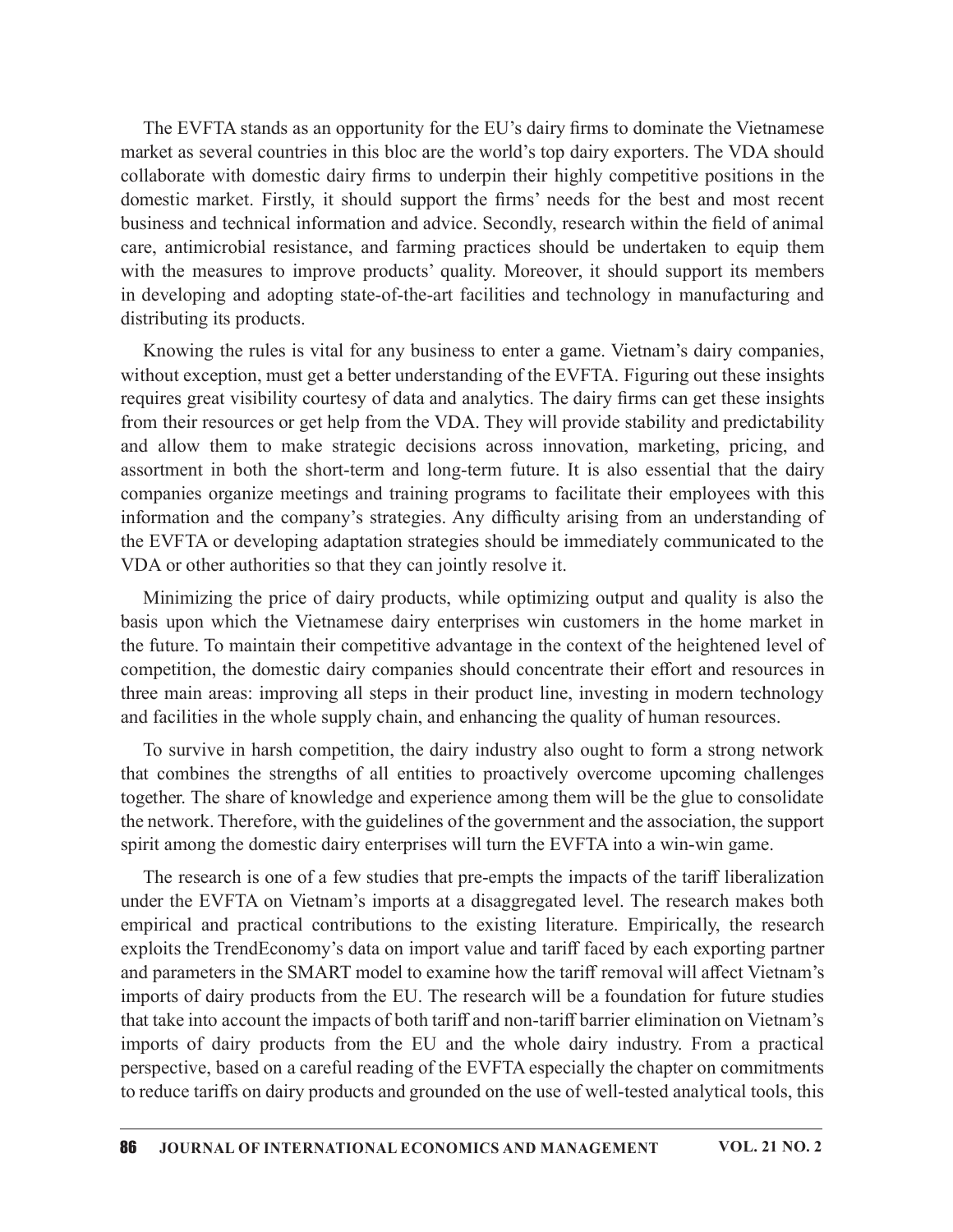The EVFTA stands as an opportunity for the EU's dairy firms to dominate the Vietnamese market as several countries in this bloc are the world's top dairy exporters. The VDA should collaborate with domestic dairy firms to underpin their highly competitive positions in the domestic market. Firstly, it should support the firms' needs for the best and most recent business and technical information and advice. Secondly, research within the field of animal care, antimicrobial resistance, and farming practices should be undertaken to equip them with the measures to improve products' quality. Moreover, it should support its members in developing and adopting state-of-the-art facilities and technology in manufacturing and distributing its products.

Knowing the rules is vital for any business to enter a game. Vietnam's dairy companies, without exception, must get a better understanding of the EVFTA. Figuring out these insights requires great visibility courtesy of data and analytics. The dairy firms can get these insights from their resources or get help from the VDA. They will provide stability and predictability and allow them to make strategic decisions across innovation, marketing, pricing, and assortment in both the short-term and long-term future. It is also essential that the dairy companies organize meetings and training programs to facilitate their employees with this information and the company's strategies. Any difficulty arising from an understanding of the EVFTA or developing adaptation strategies should be immediately communicated to the VDA or other authorities so that they can jointly resolve it.

Minimizing the price of dairy products, while optimizing output and quality is also the basis upon which the Vietnamese dairy enterprises win customers in the home market in the future. To maintain their competitive advantage in the context of the heightened level of competition, the domestic dairy companies should concentrate their effort and resources in three main areas: improving all steps in their product line, investing in modern technology and facilities in the whole supply chain, and enhancing the quality of human resources.

To survive in harsh competition, the dairy industry also ought to form a strong network that combines the strengths of all entities to proactively overcome upcoming challenges together. The share of knowledge and experience among them will be the glue to consolidate the network. Therefore, with the guidelines of the government and the association, the support spirit among the domestic dairy enterprises will turn the EVFTA into a win-win game.

The research is one of a few studies that pre-empts the impacts of the tariff liberalization under the EVFTA on Vietnam's imports at a disaggregated level. The research makes both empirical and practical contributions to the existing literature. Empirically, the research exploits the TrendEconomy's data on import value and tariff faced by each exporting partner and parameters in the SMART model to examine how the tariff removal will affect Vietnam's imports of dairy products from the EU. The research will be a foundation for future studies that take into account the impacts of both tariff and non-tariff barrier elimination on Vietnam's imports of dairy products from the EU and the whole dairy industry. From a practical perspective, based on a careful reading of the EVFTA especially the chapter on commitments to reduce tariffs on dairy products and grounded on the use of well-tested analytical tools, this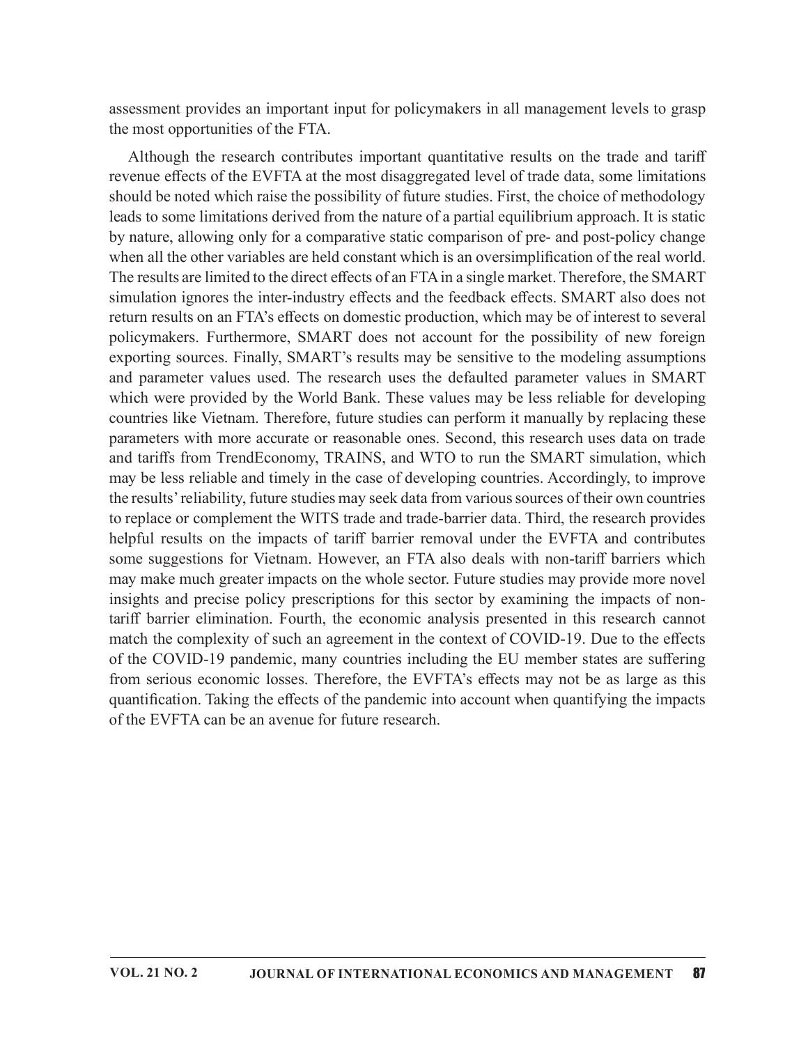assessment provides an important input for policymakers in all management levels to grasp the most opportunities of the FTA.

Although the research contributes important quantitative results on the trade and tariff revenue effects of the EVFTA at the most disaggregated level of trade data, some limitations should be noted which raise the possibility of future studies. First, the choice of methodology leads to some limitations derived from the nature of a partial equilibrium approach. It is static by nature, allowing only for a comparative static comparison of pre- and post-policy change when all the other variables are held constant which is an oversimplification of the real world. The results are limited to the direct effects of an FTA in a single market. Therefore, the SMART simulation ignores the inter-industry effects and the feedback effects. SMART also does not return results on an FTA's effects on domestic production, which may be of interest to several policymakers. Furthermore, SMART does not account for the possibility of new foreign exporting sources. Finally, SMART's results may be sensitive to the modeling assumptions and parameter values used. The research uses the defaulted parameter values in SMART which were provided by the World Bank. These values may be less reliable for developing countries like Vietnam. Therefore, future studies can perform it manually by replacing these parameters with more accurate or reasonable ones. Second, this research uses data on trade and tariffs from TrendEconomy, TRAINS, and WTO to run the SMART simulation, which may be less reliable and timely in the case of developing countries. Accordingly, to improve the results' reliability, future studies may seek data from various sources of their own countries to replace or complement the WITS trade and trade-barrier data. Third, the research provides helpful results on the impacts of tariff barrier removal under the EVFTA and contributes some suggestions for Vietnam. However, an FTA also deals with non-tariff barriers which may make much greater impacts on the whole sector. Future studies may provide more novel insights and precise policy prescriptions for this sector by examining the impacts of non-tariff barrier elimination. Fourth, the economic analysis presented in this research cannot match the complexity of such an agreement in the context of COVID-19. Due to the effects of the COVID-19 pandemic, many countries including the EU member states are suffering from serious economic losses. Therefore, the EVFTA's effects may not be as large as this quantification. Taking the effects of the pandemic into account when quantifying the impacts of the EVFTA can be an avenue for future research.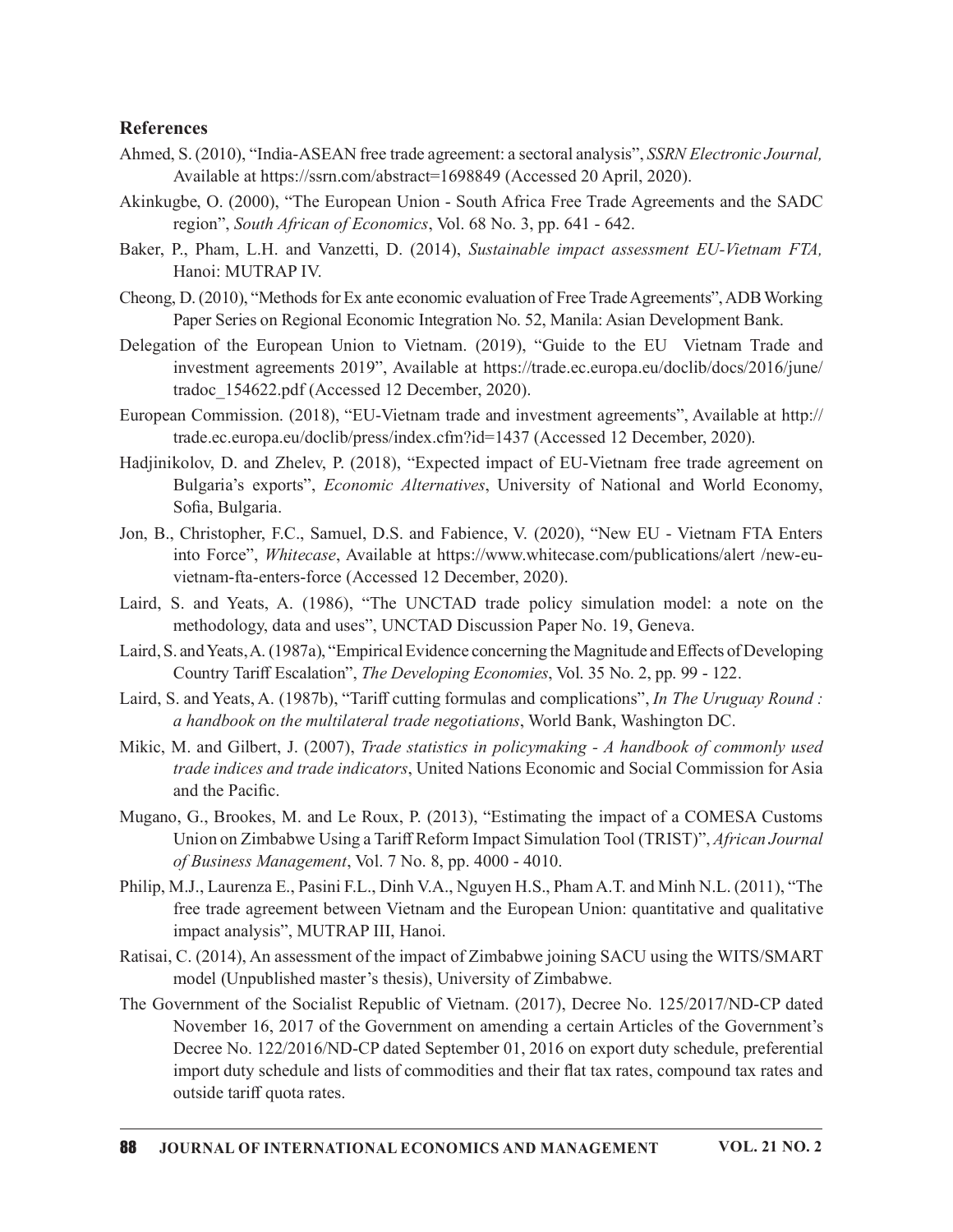## References

Ahmed, S. (2010), "India-ASEAN free trade agreement: a sectoral analysis", *SSRN Electronic Journal,* Available at https://ssrn.com/abstract=1698849 (Accessed 20 April, 2020).

Akinkugbe, O. (2000), "The European Union - South Africa Free Trade Agreements and the SADC region", *South African of Economics*, Vol. 68 No. 3, pp. 641 - 642.

Baker, P., Pham, L.H. and Vanzetti, D. (2014), *Sustainable impact assessment EU-Vietnam FTA,* Hanoi: MUTRAP IV.

Cheong, D. (2010), "Methods for Ex ante economic evaluation of Free Trade Agreements", ADB Working Paper Series on Regional Economic Integration No. 52, Manila: Asian Development Bank.

Delegation of the European Union to Vietnam. (2019), "Guide to the EU Vietnam Trade and investment agreements 2019", Available at https://trade.ec.europa.eu/doclib/docs/2016/june/tradoc_154622.pdf (Accessed 12 December, 2020).

European Commission. (2018), "EU-Vietnam trade and investment agreements", Available at http://trade.ec.europa.eu/doclib/press/index.cfm?id=1437 (Accessed 12 December, 2020).

Hadjinikolov, D. and Zhelev, P. (2018), "Expected impact of EU-Vietnam free trade agreement on Bulgaria's exports", *Economic Alternatives*, University of National and World Economy, Sofia, Bulgaria.

Jon, B., Christopher, F.C., Samuel, D.S. and Fabience, V. (2020), "New EU - Vietnam FTA Enters into Force", *Whitecase*, Available at https://www.whitecase.com/publications/alert /new-eu-vietnam-fta-enters-force (Accessed 12 December, 2020).

Laird, S. and Yeats, A. (1986), "The UNCTAD trade policy simulation model: a note on the methodology, data and uses", UNCTAD Discussion Paper No. 19, Geneva.

Laird, S. and Yeats, A. (1987a), "Empirical Evidence concerning the Magnitude and Effects of Developing Country Tariff Escalation", *The Developing Economies*, Vol. 35 No. 2, pp. 99 - 122.

Laird, S. and Yeats, A. (1987b), "Tariff cutting formulas and complications", *In The Uruguay Round : a handbook on the multilateral trade negotiations*, World Bank, Washington DC.

Mikic, M. and Gilbert, J. (2007), *Trade statistics in policymaking - A handbook of commonly used trade indices and trade indicators*, United Nations Economic and Social Commission for Asia and the Pacific.

Mugano, G., Brookes, M. and Le Roux, P. (2013), "Estimating the impact of a COMESA Customs Union on Zimbabwe Using a Tariff Reform Impact Simulation Tool (TRIST)", *African Journal of Business Management*, Vol. 7 No. 8, pp. 4000 - 4010.

Philip, M.J., Laurenza E., Pasini F.L., Dinh V.A., Nguyen H.S., Pham A.T. and Minh N.L. (2011), "The free trade agreement between Vietnam and the European Union: quantitative and qualitative impact analysis", MUTRAP III, Hanoi.

Ratisai, C. (2014), An assessment of the impact of Zimbabwe joining SACU using the WITS/SMART model (Unpublished master's thesis), University of Zimbabwe.

The Government of the Socialist Republic of Vietnam. (2017), Decree No. 125/2017/ND-CP dated November 16, 2017 of the Government on amending a certain Articles of the Government's Decree No. 122/2016/ND-CP dated September 01, 2016 on export duty schedule, preferential import duty schedule and lists of commodities and their flat tax rates, compound tax rates and outside tariff quota rates.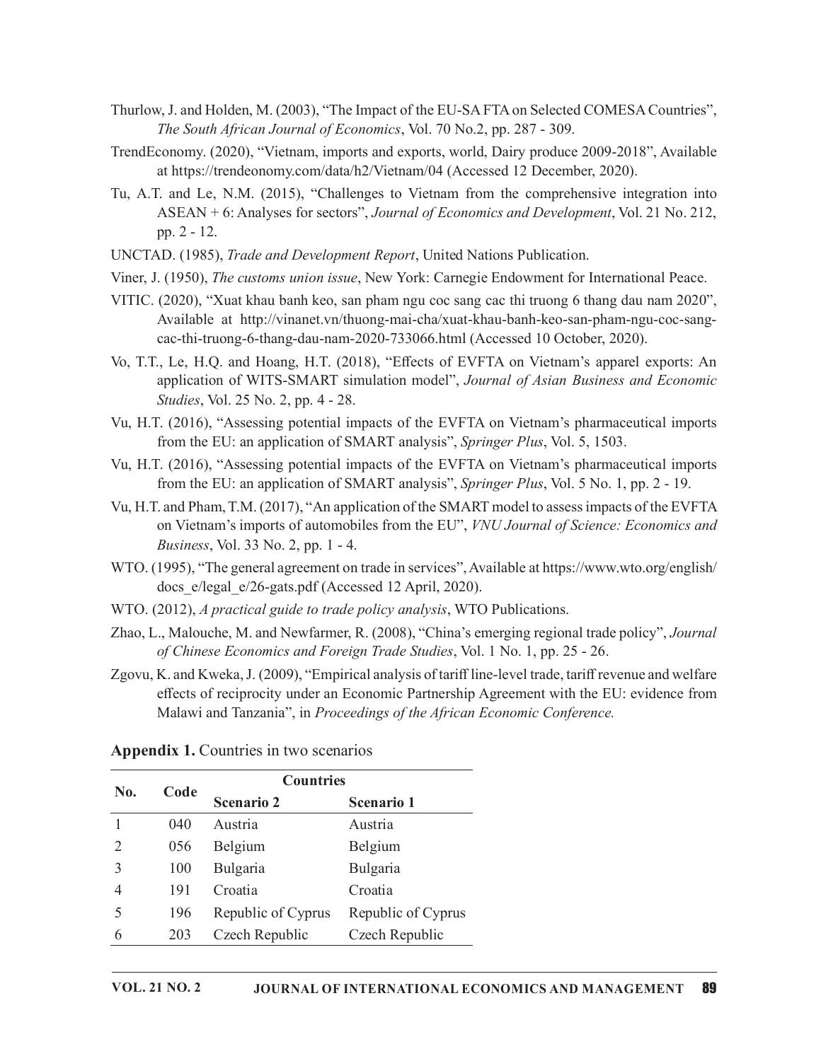Thurlow, J. and Holden, M. (2003), "The Impact of the EU-SA FTA on Selected COMESA Countries", *The South African Journal of Economics*, Vol. 70 No.2, pp. 287 - 309.

TrendEconomy. (2020), "Vietnam, imports and exports, world, Dairy produce 2009-2018", Available at https://trendeonomy.com/data/h2/Vietnam/04 (Accessed 12 December, 2020).

Tu, A.T. and Le, N.M. (2015), "Challenges to Vietnam from the comprehensive integration into ASEAN + 6: Analyses for sectors", *Journal of Economics and Development*, Vol. 21 No. 212, pp. 2 - 12.

UNCTAD. (1985), *Trade and Development Report*, United Nations Publication.

Viner, J. (1950), *The customs union issue*, New York: Carnegie Endowment for International Peace.

VITIC. (2020), "Xuat khau banh keo, san pham ngu coc sang cac thi truong 6 thang dau nam 2020", Available at http://vinanet.vn/thuong-mai-cha/xuat-khau-banh-keo-san-pham-ngu-coc-sang-cac-thi-truong-6-thang-dau-nam-2020-733066.html (Accessed 10 October, 2020).

Vo, T.T., Le, H.Q. and Hoang, H.T. (2018), "Effects of EVFTA on Vietnam's apparel exports: An application of WITS-SMART simulation model", *Journal of Asian Business and Economic Studies*, Vol. 25 No. 2, pp. 4 - 28.

Vu, H.T. (2016), "Assessing potential impacts of the EVFTA on Vietnam's pharmaceutical imports from the EU: an application of SMART analysis", *Springer Plus*, Vol. 5, 1503.

Vu, H.T. (2016), "Assessing potential impacts of the EVFTA on Vietnam's pharmaceutical imports from the EU: an application of SMART analysis", *Springer Plus*, Vol. 5 No. 1, pp. 2 - 19.

Vu, H.T. and Pham, T.M. (2017), "An application of the SMART model to assess impacts of the EVFTA on Vietnam's imports of automobiles from the EU", *VNU Journal of Science: Economics and Business*, Vol. 33 No. 2, pp. 1 - 4.

WTO. (1995), "The general agreement on trade in services", Available at https://www.wto.org/english/docs_e/legal_e/26-gats.pdf (Accessed 12 April, 2020).

WTO. (2012), *A practical guide to trade policy analysis*, WTO Publications.

Zhao, L., Malouche, M. and Newfarmer, R. (2008), "China's emerging regional trade policy", *Journal of Chinese Economics and Foreign Trade Studies*, Vol. 1 No. 1, pp. 25 - 26.

Zgovu, K. and Kweka, J. (2009), "Empirical analysis of tariff line-level trade, tariff revenue and welfare effects of reciprocity under an Economic Partnership Agreement with the EU: evidence from Malawi and Tanzania", in *Proceedings of the African Economic Conference.*

**Appendix 1.** Countries in two scenarios

| No. | Code | Countries | |
|---|---|---|---|
| | | **Scenario 2** | **Scenario 1** |
| 1 | 040 | Austria | Austria |
| 2 | 056 | Belgium | Belgium |
| 3 | 100 | Bulgaria | Bulgaria |
| 4 | 191 | Croatia | Croatia |
| 5 | 196 | Republic of Cyprus | Republic of Cyprus |
| 6 | 203 | Czech Republic | Czech Republic |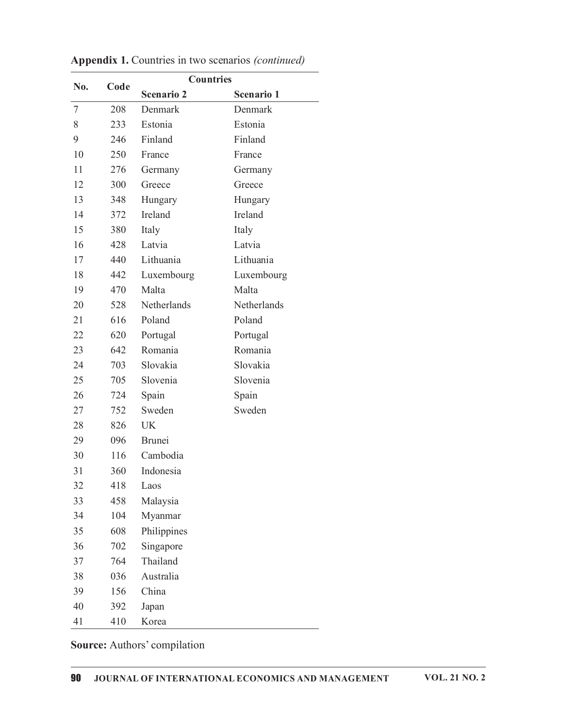**Appendix 1.** Countries in two scenarios *(continued)*

| No. | Code | Countries | |
|---|---|---|---|
| | | **Scenario 2** | **Scenario 1** |
| 7 | 208 | Denmark | Denmark |
| 8 | 233 | Estonia | Estonia |
| 9 | 246 | Finland | Finland |
| 10 | 250 | France | France |
| 11 | 276 | Germany | Germany |
| 12 | 300 | Greece | Greece |
| 13 | 348 | Hungary | Hungary |
| 14 | 372 | Ireland | Ireland |
| 15 | 380 | Italy | Italy |
| 16 | 428 | Latvia | Latvia |
| 17 | 440 | Lithuania | Lithuania |
| 18 | 442 | Luxembourg | Luxembourg |
| 19 | 470 | Malta | Malta |
| 20 | 528 | Netherlands | Netherlands |
| 21 | 616 | Poland | Poland |
| 22 | 620 | Portugal | Portugal |
| 23 | 642 | Romania | Romania |
| 24 | 703 | Slovakia | Slovakia |
| 25 | 705 | Slovenia | Slovenia |
| 26 | 724 | Spain | Spain |
| 27 | 752 | Sweden | Sweden |
| 28 | 826 | UK | |
| 29 | 096 | Brunei | |
| 30 | 116 | Cambodia | |
| 31 | 360 | Indonesia | |
| 32 | 418 | Laos | |
| 33 | 458 | Malaysia | |
| 34 | 104 | Myanmar | |
| 35 | 608 | Philippines | |
| 36 | 702 | Singapore | |
| 37 | 764 | Thailand | |
| 38 | 036 | Australia | |
| 39 | 156 | China | |
| 40 | 392 | Japan | |
| 41 | 410 | Korea | |

**Source:** Authors' compilation